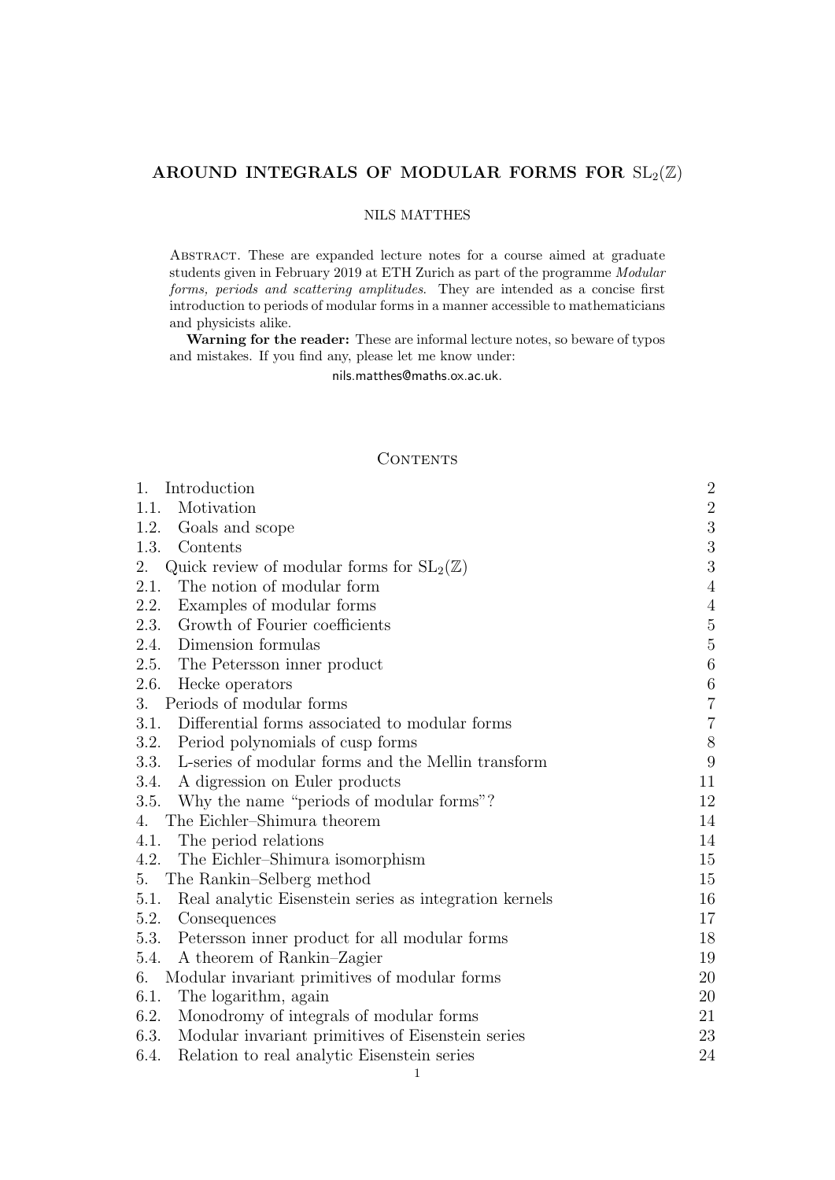# AROUND INTEGRALS OF MODULAR FORMS FOR $\mathrm{SL}_2(\mathbb{Z})$

NILS MATTHES

Abstract. These are expanded lecture notes for a course aimed at graduate students given in February 2019 at ETH Zurich as part of the programme *Modular forms, periods and scattering amplitudes*. They are intended as a concise first introduction to periods of modular forms in a manner accessible to mathematicians and physicists alike.

**Warning for the reader:** These are informal lecture notes, so beware of typos and mistakes. If you find any, please let me know under:

nils.matthes@maths.ox.ac.uk.

## Contents

| | |
|---|---|
| 1. Introduction | 2 |
| 1.1. Motivation | 2 |
| 1.2. Goals and scope | 3 |
| 1.3. Contents | 3 |
| 2. Quick review of modular forms for $\mathrm{SL}_2(\mathbb{Z})$ | 3 |
| 2.1. The notion of modular form | 4 |
| 2.2. Examples of modular forms | 4 |
| 2.3. Growth of Fourier coefficients | 5 |
| 2.4. Dimension formulas | 5 |
| 2.5. The Petersson inner product | 6 |
| 2.6. Hecke operators | 6 |
| 3. Periods of modular forms | 7 |
| 3.1. Differential forms associated to modular forms | 7 |
| 3.2. Period polynomials of cusp forms | 8 |
| 3.3. L-series of modular forms and the Mellin transform | 9 |
| 3.4. A digression on Euler products | 11 |
| 3.5. Why the name "periods of modular forms"? | 12 |
| 4. The Eichler–Shimura theorem | 14 |
| 4.1. The period relations | 14 |
| 4.2. The Eichler–Shimura isomorphism | 15 |
| 5. The Rankin–Selberg method | 15 |
| 5.1. Real analytic Eisenstein series as integration kernels | 16 |
| 5.2. Consequences | 17 |
| 5.3. Petersson inner product for all modular forms | 18 |
| 5.4. A theorem of Rankin–Zagier | 19 |
| 6. Modular invariant primitives of modular forms | 20 |
| 6.1. The logarithm, again | 20 |
| 6.2. Monodromy of integrals of modular forms | 21 |
| 6.3. Modular invariant primitives of Eisenstein series | 23 |
| 6.4. Relation to real analytic Eisenstein series | 24 |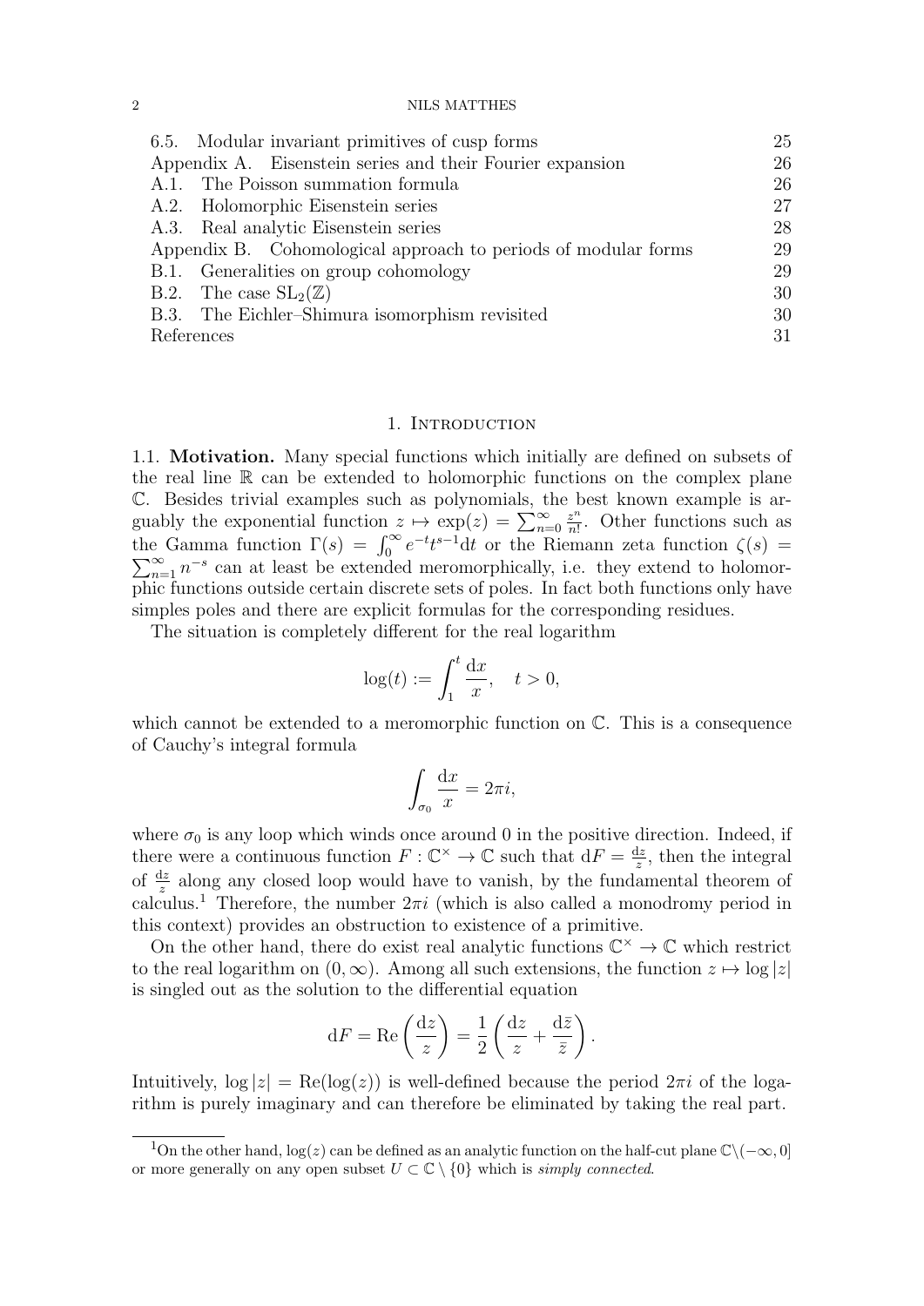| | |
|---|---|
| 6.5. Modular invariant primitives of cusp forms | 25 |
| Appendix A. Eisenstein series and their Fourier expansion | 26 |
| A.1. The Poisson summation formula | 26 |
| A.2. Holomorphic Eisenstein series | 27 |
| A.3. Real analytic Eisenstein series | 28 |
| Appendix B. Cohomological approach to periods of modular forms | 29 |
| B.1. Generalities on group cohomology | 29 |
| B.2. The case $\mathrm{SL}_2(\mathbb{Z})$ | 30 |
| B.3. The Eichler–Shimura isomorphism revisited | 30 |
| References | 31 |

# 1. Introduction

**1.1. Motivation.** Many special functions which initially are defined on subsets of the real line $\mathbb{R}$ can be extended to holomorphic functions on the complex plane $\mathbb{C}$. Besides trivial examples such as polynomials, the best known example is arguably the exponential function $z \mapsto \exp(z) = \sum_{n=0}^{\infty} \frac{z^n}{n!}$. Other functions such as the Gamma function $\Gamma(s) = \int_0^\infty e^{-t}t^{s-1}\mathrm{d}t$ or the Riemann zeta function $\zeta(s) = \sum_{n=1}^{\infty} n^{-s}$ can at least be extended meromorphically, i.e. they extend to holomorphic functions outside certain discrete sets of poles. In fact both functions only have simples poles and there are explicit formulas for the corresponding residues.

The situation is completely different for the real logarithm

$$\log(t) := \int_1^t \frac{\mathrm{d}x}{x}, \quad t > 0,$$

which cannot be extended to a meromorphic function on $\mathbb{C}$. This is a consequence of Cauchy's integral formula

$$\int_{\sigma_0} \frac{\mathrm{d}x}{x} = 2\pi i,$$

where $\sigma_0$ is any loop which winds once around 0 in the positive direction. Indeed, if there were a continuous function $F : \mathbb{C}^\times \to \mathbb{C}$ such that $\mathrm{d}F = \frac{\mathrm{d}z}{z}$, then the integral of $\frac{\mathrm{d}z}{z}$ along any closed loop would have to vanish, by the fundamental theorem of calculus.[1] Therefore, the number $2\pi i$ (which is also called a monodromy period in this context) provides an obstruction to existence of a primitive.

On the other hand, there do exist real analytic functions $\mathbb{C}^\times \to \mathbb{C}$ which restrict to the real logarithm on $(0, \infty)$. Among all such extensions, the function $z \mapsto \log|z|$ is singled out as the solution to the differential equation

$$\mathrm{d}F = \mathrm{Re}\left(\frac{\mathrm{d}z}{z}\right) = \frac{1}{2}\left(\frac{\mathrm{d}z}{z} + \frac{\mathrm{d}\bar{z}}{\bar{z}}\right).$$

Intuitively, $\log|z| = \mathrm{Re}(\log(z))$ is well-defined because the period $2\pi i$ of the logarithm is purely imaginary and can therefore be eliminated by taking the real part.

[1] On the other hand, $\log(z)$ can be defined as an analytic function on the half-cut plane $\mathbb{C}\setminus(-\infty, 0]$ or more generally on any open subset $U \subset \mathbb{C} \setminus \{0\}$ which is *simply connected*.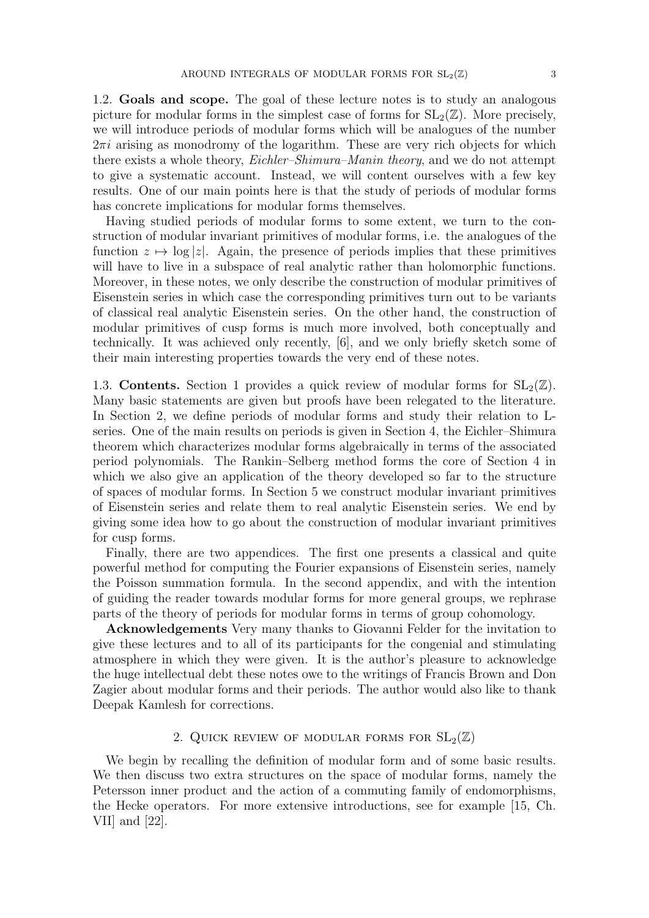1.2. **Goals and scope.** The goal of these lecture notes is to study an analogous picture for modular forms in the simplest case of forms for $\mathrm{SL}_2(\mathbb{Z})$. More precisely, we will introduce periods of modular forms which will be analogues of the number $2\pi i$ arising as monodromy of the logarithm. These are very rich objects for which there exists a whole theory, *Eichler–Shimura–Manin theory*, and we do not attempt to give a systematic account. Instead, we will content ourselves with a few key results. One of our main points here is that the study of periods of modular forms has concrete implications for modular forms themselves.

Having studied periods of modular forms to some extent, we turn to the construction of modular invariant primitives of modular forms, i.e. the analogues of the function $z \mapsto \log |z|$. Again, the presence of periods implies that these primitives will have to live in a subspace of real analytic rather than holomorphic functions. Moreover, in these notes, we only describe the construction of modular primitives of Eisenstein series in which case the corresponding primitives turn out to be variants of classical real analytic Eisenstein series. On the other hand, the construction of modular primitives of cusp forms is much more involved, both conceptually and technically. It was achieved only recently, [6], and we only briefly sketch some of their main interesting properties towards the very end of these notes.

1.3. **Contents.** Section 1 provides a quick review of modular forms for $\mathrm{SL}_2(\mathbb{Z})$. Many basic statements are given but proofs have been relegated to the literature. In Section 2, we define periods of modular forms and study their relation to L-series. One of the main results on periods is given in Section 4, the Eichler–Shimura theorem which characterizes modular forms algebraically in terms of the associated period polynomials. The Rankin–Selberg method forms the core of Section 4 in which we also give an application of the theory developed so far to the structure of spaces of modular forms. In Section 5 we construct modular invariant primitives of Eisenstein series and relate them to real analytic Eisenstein series. We end by giving some idea how to go about the construction of modular invariant primitives for cusp forms.

Finally, there are two appendices. The first one presents a classical and quite powerful method for computing the Fourier expansions of Eisenstein series, namely the Poisson summation formula. In the second appendix, and with the intention of guiding the reader towards modular forms for more general groups, we rephrase parts of the theory of periods for modular forms in terms of group cohomology.

**Acknowledgements** Very many thanks to Giovanni Felder for the invitation to give these lectures and to all of its participants for the congenial and stimulating atmosphere in which they were given. It is the author's pleasure to acknowledge the huge intellectual debt these notes owe to the writings of Francis Brown and Don Zagier about modular forms and their periods. The author would also like to thank Deepak Kamlesh for corrections.

## 2. Quick review of modular forms for $\mathrm{SL}_2(\mathbb{Z})$

We begin by recalling the definition of modular form and of some basic results. We then discuss two extra structures on the space of modular forms, namely the Petersson inner product and the action of a commuting family of endomorphisms, the Hecke operators. For more extensive introductions, see for example [15, Ch. VII] and [22].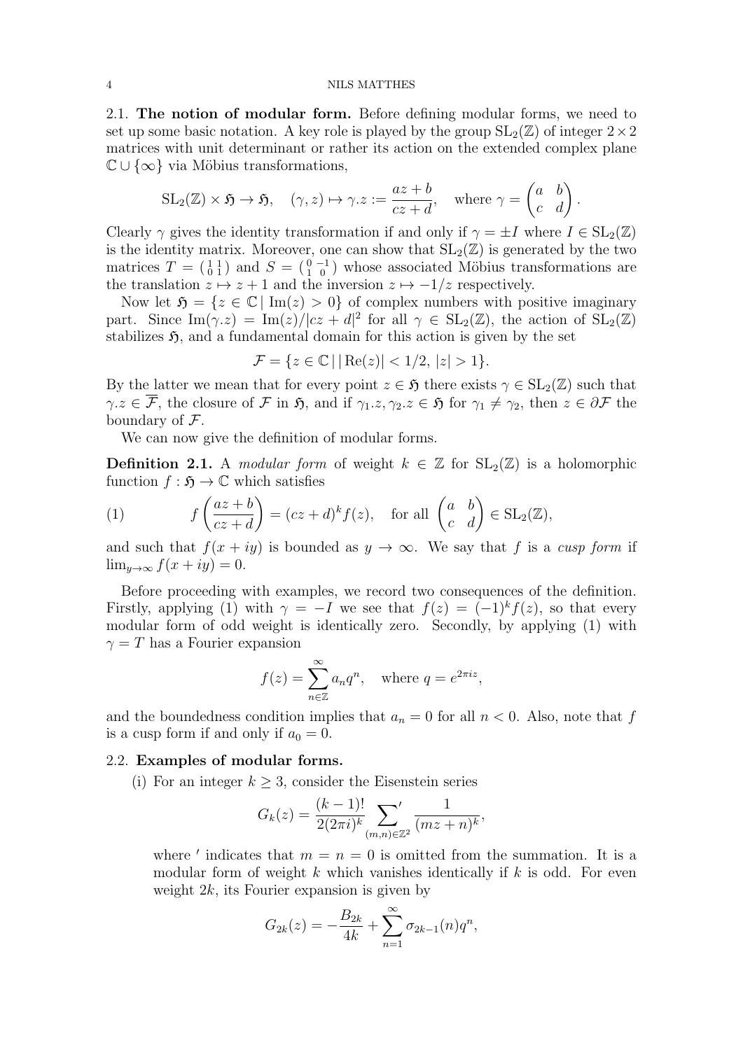2.1. **The notion of modular form.** Before defining modular forms, we need to set up some basic notation. A key role is played by the group $\mathrm{SL}_2(\mathbb{Z})$ of integer $2 \times 2$ matrices with unit determinant or rather its action on the extended complex plane $\mathbb{C} \cup \{\infty\}$ via Möbius transformations,

$$\mathrm{SL}_2(\mathbb{Z}) \times \mathfrak{H} \to \mathfrak{H}, \quad (\gamma, z) \mapsto \gamma.z := \frac{az+b}{cz+d}, \quad \text{where } \gamma = \begin{pmatrix} a & b \\ c & d \end{pmatrix}.$$

Clearly $\gamma$ gives the identity transformation if and only if $\gamma = \pm I$ where $I \in \mathrm{SL}_2(\mathbb{Z})$ is the identity matrix. Moreover, one can show that $\mathrm{SL}_2(\mathbb{Z})$ is generated by the two matrices $T = \left(\begin{smallmatrix} 1 & 1 \\ 0 & 1 \end{smallmatrix}\right)$ and $S = \left(\begin{smallmatrix} 0 & -1 \\ 1 & 0 \end{smallmatrix}\right)$ whose associated Möbius transformations are the translation $z \mapsto z+1$ and the inversion $z \mapsto -1/z$ respectively.

Now let $\mathfrak{H} = \{z \in \mathbb{C} \,|\, \mathrm{Im}(z) > 0\}$ of complex numbers with positive imaginary part. Since $\mathrm{Im}(\gamma.z) = \mathrm{Im}(z)/|cz+d|^2$ for all $\gamma \in \mathrm{SL}_2(\mathbb{Z})$, the action of $\mathrm{SL}_2(\mathbb{Z})$ stabilizes $\mathfrak{H}$, and a fundamental domain for this action is given by the set

$$\mathcal{F} = \{z \in \mathbb{C} \,|\, |\mathrm{Re}(z)| < 1/2,\ |z| > 1\}.$$

By the latter we mean that for every point $z \in \mathfrak{H}$ there exists $\gamma \in \mathrm{SL}_2(\mathbb{Z})$ such that $\gamma.z \in \overline{\mathcal{F}}$, the closure of $\mathcal{F}$ in $\mathfrak{H}$, and if $\gamma_1.z, \gamma_2.z \in \mathfrak{H}$ for $\gamma_1 \neq \gamma_2$, then $z \in \partial\mathcal{F}$ the boundary of $\mathcal{F}$.

We can now give the definition of modular forms.

**Definition 2.1.** A *modular form* of weight $k \in \mathbb{Z}$ for $\mathrm{SL}_2(\mathbb{Z})$ is a holomorphic function $f : \mathfrak{H} \to \mathbb{C}$ which satisfies

$$f\left(\frac{az+b}{cz+d}\right) = (cz+d)^k f(z), \quad \text{for all } \begin{pmatrix} a & b \\ c & d \end{pmatrix} \in \mathrm{SL}_2(\mathbb{Z}), \tag{1}$$

and such that $f(x+iy)$ is bounded as $y \to \infty$. We say that $f$ is a *cusp form* if $\lim_{y\to\infty} f(x+iy) = 0$.

Before proceeding with examples, we record two consequences of the definition. Firstly, applying (1) with $\gamma = -I$ we see that $f(z) = (-1)^k f(z)$, so that every modular form of odd weight is identically zero. Secondly, by applying (1) with $\gamma = T$ has a Fourier expansion

$$f(z) = \sum_{n\in\mathbb{Z}}^{\infty} a_n q^n, \quad \text{where } q = e^{2\pi i z},$$

and the boundedness condition implies that $a_n = 0$ for all $n < 0$. Also, note that $f$ is a cusp form if and only if $a_0 = 0$.

2.2. **Examples of modular forms.**

(i) For an integer $k \geq 3$, consider the Eisenstein series

$$G_k(z) = \frac{(k-1)!}{2(2\pi i)^k} \sum_{(m,n)\in\mathbb{Z}^2}{}' \frac{1}{(mz+n)^k},$$

where $'$ indicates that $m = n = 0$ is omitted from the summation. It is a modular form of weight $k$ which vanishes identically if $k$ is odd. For even weight $2k$, its Fourier expansion is given by

$$G_{2k}(z) = -\frac{B_{2k}}{4k} + \sum_{n=1}^{\infty} \sigma_{2k-1}(n) q^n,$$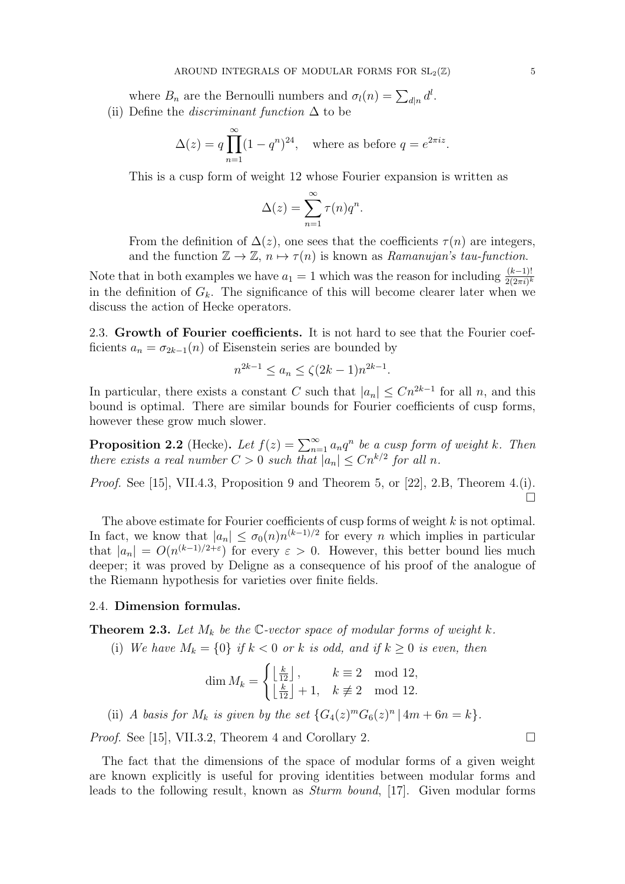where $B_n$ are the Bernoulli numbers and $\sigma_l(n) = \sum_{d|n} d^l$.

(ii) Define the *discriminant function* $\Delta$ to be

$$\Delta(z) = q\prod_{n=1}^{\infty}(1-q^n)^{24}, \quad \text{where as before } q = e^{2\pi i z}.$$

This is a cusp form of weight 12 whose Fourier expansion is written as

$$\Delta(z) = \sum_{n=1}^{\infty} \tau(n) q^n.$$

From the definition of $\Delta(z)$, one sees that the coefficients $\tau(n)$ are integers, and the function $\mathbb{Z} \to \mathbb{Z}$, $n \mapsto \tau(n)$ is known as *Ramanujan's tau-function.*

Note that in both examples we have $a_1 = 1$ which was the reason for including $\frac{(k-1)!}{2(2\pi i)^k}$ in the definition of $G_k$. The significance of this will become clearer later when we discuss the action of Hecke operators.

2.3. **Growth of Fourier coefficients.** It is not hard to see that the Fourier coefficients $a_n = \sigma_{2k-1}(n)$ of Eisenstein series are bounded by

$$n^{2k-1} \le a_n \le \zeta(2k-1) n^{2k-1}.$$

In particular, there exists a constant $C$ such that $|a_n| \le Cn^{2k-1}$ for all $n$, and this bound is optimal. There are similar bounds for Fourier coefficients of cusp forms, however these grow much slower.

**Proposition 2.2** (Hecke)**.** *Let $f(z) = \sum_{n=1}^{\infty} a_n q^n$ be a cusp form of weight $k$. Then there exists a real number $C > 0$ such that $|a_n| \le Cn^{k/2}$ for all $n$.*

*Proof.* See [15], VII.4.3, Proposition 9 and Theorem 5, or [22], 2.B, Theorem 4.(i). □

The above estimate for Fourier coefficients of cusp forms of weight $k$ is not optimal. In fact, we know that $|a_n| \le \sigma_0(n) n^{(k-1)/2}$ for every $n$ which implies in particular that $|a_n| = O(n^{(k-1)/2+\varepsilon})$ for every $\varepsilon > 0$. However, this better bound lies much deeper; it was proved by Deligne as a consequence of his proof of the analogue of the Riemann hypothesis for varieties over finite fields.

### 2.4. Dimension formulas.

**Theorem 2.3.** *Let $M_k$ be the $\mathbb{C}$-vector space of modular forms of weight $k$.*

(i) *We have $M_k = \{0\}$ if $k < 0$ or $k$ is odd, and if $k \ge 0$ is even, then*

$$\dim M_k = \begin{cases} \left\lfloor \frac{k}{12} \right\rfloor, & k \equiv 2 \mod 12, \\ \left\lfloor \frac{k}{12} \right\rfloor + 1, & k \not\equiv 2 \mod 12. \end{cases}$$

(ii) *A basis for $M_k$ is given by the set $\{G_4(z)^m G_6(z)^n \,|\, 4m + 6n = k\}$.*

*Proof.* See [15], VII.3.2, Theorem 4 and Corollary 2. □

The fact that the dimensions of the space of modular forms of a given weight are known explicitly is useful for proving identities between modular forms and leads to the following result, known as *Sturm bound*, [17]. Given modular forms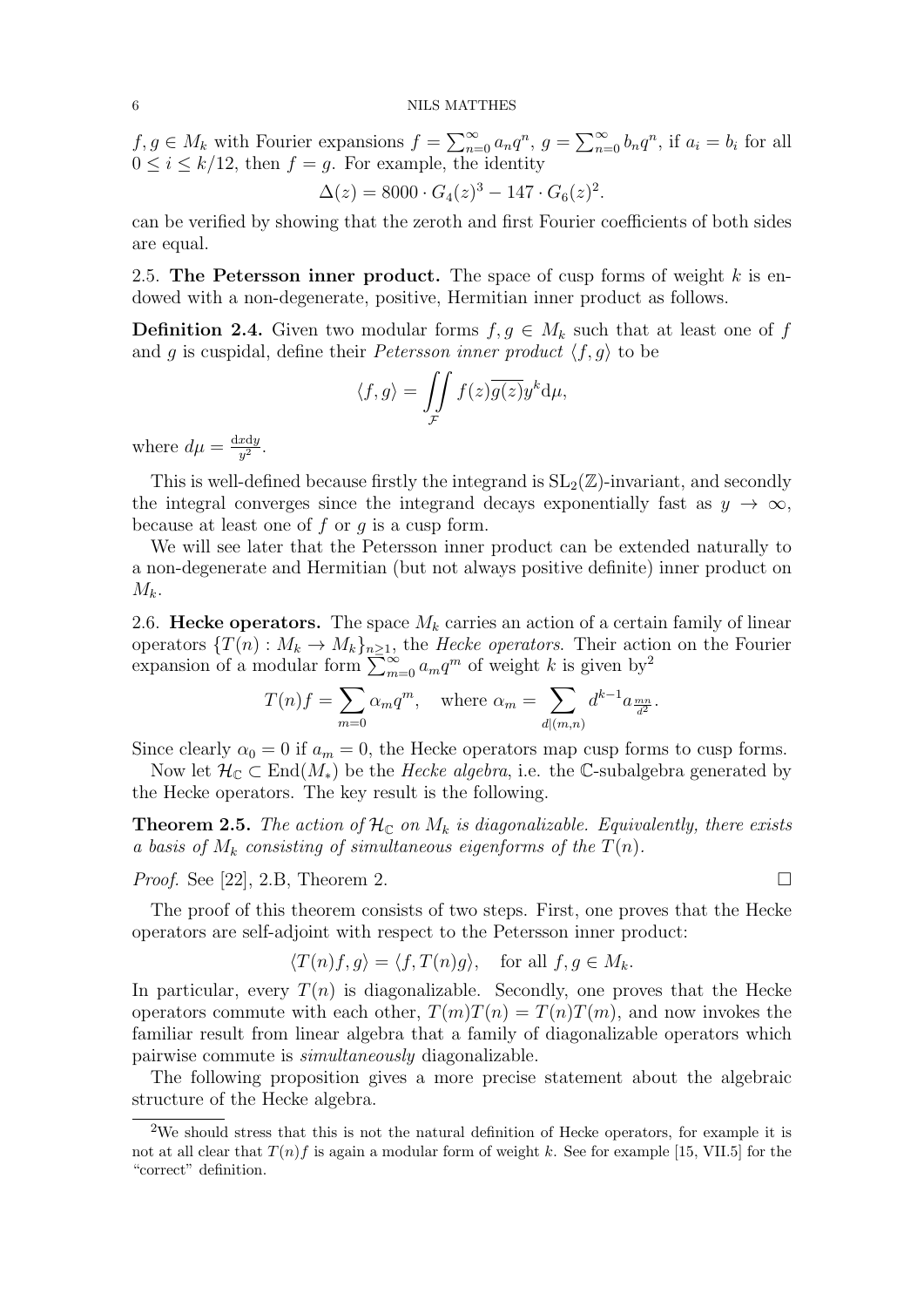$f, g \in M_k$ with Fourier expansions $f = \sum_{n=0}^{\infty} a_n q^n$, $g = \sum_{n=0}^{\infty} b_n q^n$, if $a_i = b_i$ for all $0 \leq i \leq k/12$, then $f = g$. For example, the identity

$$\Delta(z) = 8000 \cdot G_4(z)^3 - 147 \cdot G_6(z)^2.$$

can be verified by showing that the zeroth and first Fourier coefficients of both sides are equal.

2.5. **The Petersson inner product.** The space of cusp forms of weight $k$ is endowed with a non-degenerate, positive, Hermitian inner product as follows.

**Definition 2.4.** Given two modular forms $f, g \in M_k$ such that at least one of $f$ and $g$ is cuspidal, define their *Petersson inner product* $\langle f, g \rangle$ to be

$$\langle f, g \rangle = \iint\limits_{\mathcal{F}} f(z)\overline{g(z)} y^k \mathrm{d}\mu,$$

where $d\mu = \frac{\mathrm{d}x\mathrm{d}y}{y^2}$.

This is well-defined because firstly the integrand is $\mathrm{SL}_2(\mathbb{Z})$-invariant, and secondly the integral converges since the integrand decays exponentially fast as $y \to \infty$, because at least one of $f$ or $g$ is a cusp form.

We will see later that the Petersson inner product can be extended naturally to a non-degenerate and Hermitian (but not always positive definite) inner product on $M_k$.

2.6. **Hecke operators.** The space $M_k$ carries an action of a certain family of linear operators $\{T(n) : M_k \to M_k\}_{n \geq 1}$, the *Hecke operators*. Their action on the Fourier expansion of a modular form $\sum_{m=0}^{\infty} a_m q^m$ of weight $k$ is given by[2]

$$T(n)f = \sum_{m=0} \alpha_m q^m, \quad \text{where } \alpha_m = \sum_{d|(m,n)} d^{k-1} a_{\frac{mn}{d^2}}.$$

Since clearly $\alpha_0 = 0$ if $a_m = 0$, the Hecke operators map cusp forms to cusp forms.

Now let $\mathcal{H}_{\mathbb{C}} \subset \mathrm{End}(M_*)$ be the *Hecke algebra*, i.e. the $\mathbb{C}$-subalgebra generated by the Hecke operators. The key result is the following.

**Theorem 2.5.** *The action of $\mathcal{H}_{\mathbb{C}}$ on $M_k$ is diagonalizable. Equivalently, there exists a basis of $M_k$ consisting of simultaneous eigenforms of the $T(n)$.*

*Proof.* See [22], 2.B, Theorem 2. $\square$

The proof of this theorem consists of two steps. First, one proves that the Hecke operators are self-adjoint with respect to the Petersson inner product:

$$\langle T(n)f, g \rangle = \langle f, T(n)g \rangle, \quad \text{for all } f, g \in M_k.$$

In particular, every $T(n)$ is diagonalizable. Secondly, one proves that the Hecke operators commute with each other, $T(m)T(n) = T(n)T(m)$, and now invokes the familiar result from linear algebra that a family of diagonalizable operators which pairwise commute is *simultaneously* diagonalizable.

The following proposition gives a more precise statement about the algebraic structure of the Hecke algebra.

---

[2] We should stress that this is not the natural definition of Hecke operators, for example it is not at all clear that $T(n)f$ is again a modular form of weight $k$. See for example [15, VII.5] for the "correct" definition.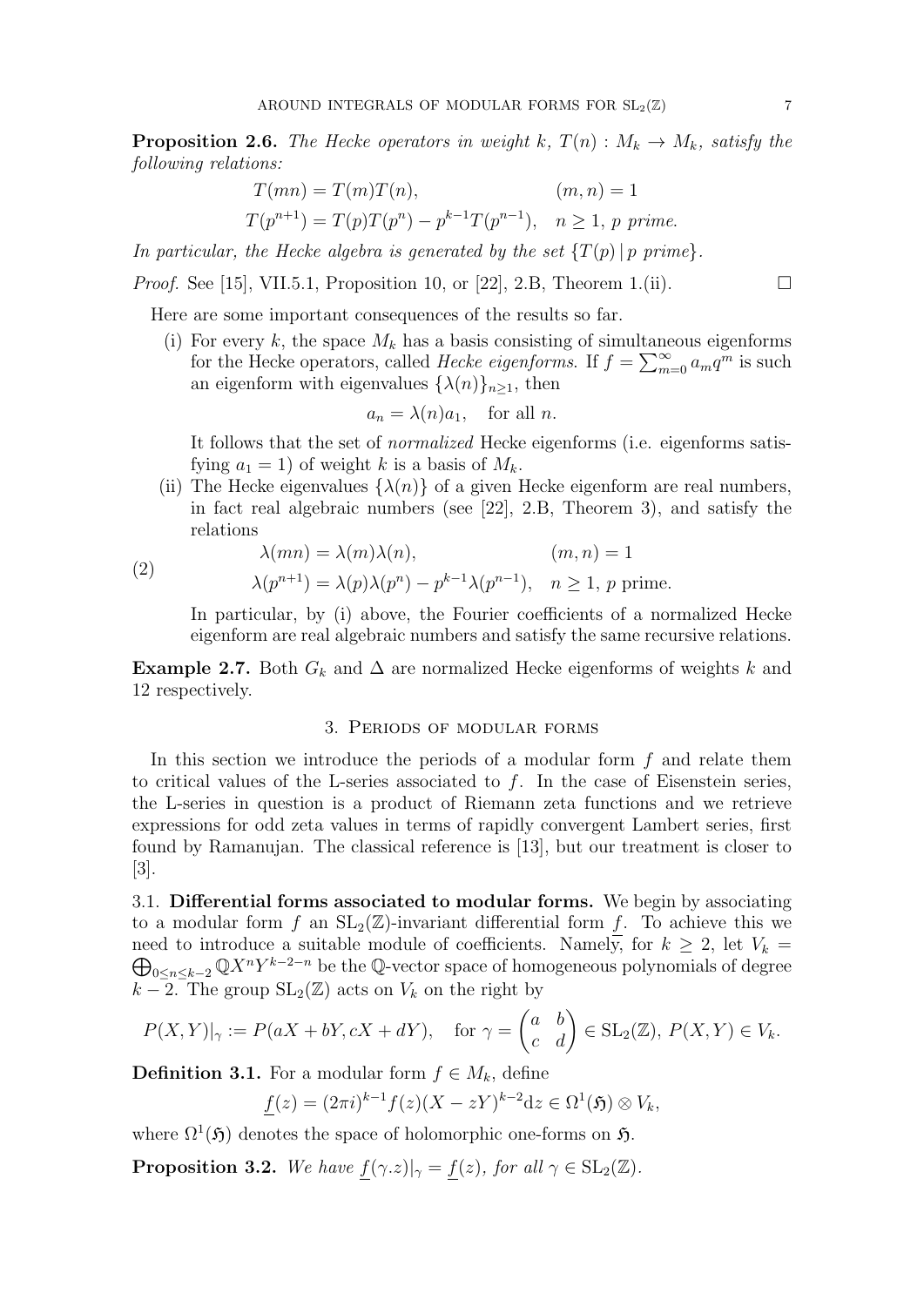**Proposition 2.6.** *The Hecke operators in weight $k$, $T(n) : M_k \to M_k$, satisfy the following relations:*

$$
\begin{aligned}
T(mn) &= T(m)T(n), && (m,n) = 1\\
T(p^{n+1}) &= T(p)T(p^n) - p^{k-1}T(p^{n-1}), && n \geq 1,\ p \text{ prime.}
\end{aligned}
$$

*In particular, the Hecke algebra is generated by the set $\{T(p) \,|\, p \text{ prime}\}$.*

*Proof.* See [15], VII.5.1, Proposition 10, or [22], 2.B, Theorem 1.(ii). □

Here are some important consequences of the results so far.

(i) For every $k$, the space $M_k$ has a basis consisting of simultaneous eigenforms for the Hecke operators, called *Hecke eigenforms*. If $f = \sum_{m=0}^{\infty} a_m q^m$ is such an eigenform with eigenvalues $\{\lambda(n)\}_{n\geq 1}$, then

$$a_n = \lambda(n)a_1, \quad \text{for all } n.$$

It follows that the set of *normalized* Hecke eigenforms (i.e. eigenforms satisfying $a_1 = 1$) of weight $k$ is a basis of $M_k$.

(ii) The Hecke eigenvalues $\{\lambda(n)\}$ of a given Hecke eigenform are real numbers, in fact real algebraic numbers (see [22], 2.B, Theorem 3), and satisfy the relations

$$
\begin{aligned}
\lambda(mn) &= \lambda(m)\lambda(n), && (m,n) = 1\\
\lambda(p^{n+1}) &= \lambda(p)\lambda(p^n) - p^{k-1}\lambda(p^{n-1}), && n \geq 1,\ p \text{ prime.}
\end{aligned} \tag{2}
$$

In particular, by (i) above, the Fourier coefficients of a normalized Hecke eigenform are real algebraic numbers and satisfy the same recursive relations.

**Example 2.7.** Both $G_k$ and $\Delta$ are normalized Hecke eigenforms of weights $k$ and 12 respectively.

## 3. Periods of modular forms

In this section we introduce the periods of a modular form $f$ and relate them to critical values of the L-series associated to $f$. In the case of Eisenstein series, the L-series in question is a product of Riemann zeta functions and we retrieve expressions for odd zeta values in terms of rapidly convergent Lambert series, first found by Ramanujan. The classical reference is [13], but our treatment is closer to [3].

### 3.1. Differential forms associated to modular forms.

We begin by associating to a modular form $f$ an $\mathrm{SL}_2(\mathbb{Z})$-invariant differential form $\underline{f}$. To achieve this we need to introduce a suitable module of coefficients. Namely, for $k \geq 2$, let $V_k = \bigoplus_{0\leq n\leq k-2} \mathbb{Q}X^n Y^{k-2-n}$ be the $\mathbb{Q}$-vector space of homogeneous polynomials of degree $k-2$. The group $\mathrm{SL}_2(\mathbb{Z})$ acts on $V_k$ on the right by

$$P(X,Y)|_\gamma := P(aX + bY, cX + dY), \quad \text{for } \gamma = \begin{pmatrix} a & b \\ c & d \end{pmatrix} \in \mathrm{SL}_2(\mathbb{Z}),\ P(X,Y) \in V_k.$$

**Definition 3.1.** For a modular form $f \in M_k$, define

$$\underline{f}(z) = (2\pi i)^{k-1} f(z)(X - zY)^{k-2}\mathrm{d}z \in \Omega^1(\mathfrak{H}) \otimes V_k,$$

where $\Omega^1(\mathfrak{H})$ denotes the space of holomorphic one-forms on $\mathfrak{H}$.

**Proposition 3.2.** *We have $\underline{f}(\gamma.z)|_\gamma = \underline{f}(z)$, for all $\gamma \in \mathrm{SL}_2(\mathbb{Z})$.*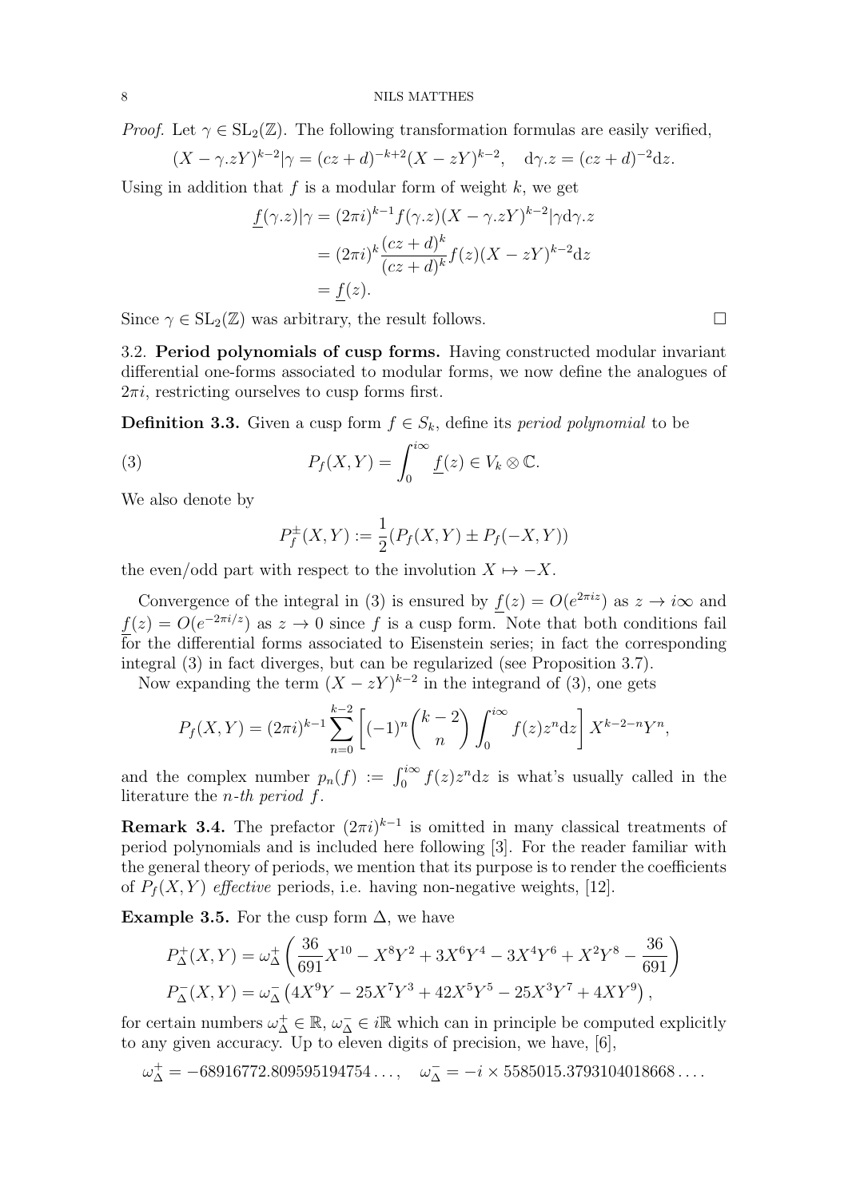*Proof.* Let $\gamma \in \mathrm{SL}_2(\mathbb{Z})$. The following transformation formulas are easily verified,

$$(X - \gamma.zY)^{k-2}|\gamma = (cz+d)^{-k+2}(X - zY)^{k-2}, \quad \mathrm{d}\gamma.z = (cz+d)^{-2}\mathrm{d}z.$$

Using in addition that $f$ is a modular form of weight $k$, we get

$$\begin{aligned}
\underline{f}(\gamma.z)|\gamma &= (2\pi i)^{k-1} f(\gamma.z)(X - \gamma.zY)^{k-2}|\gamma \mathrm{d}\gamma.z \\
&= (2\pi i)^k \frac{(cz+d)^k}{(cz+d)^k} f(z)(X - zY)^{k-2}\mathrm{d}z \\
&= \underline{f}(z).
\end{aligned}$$

Since $\gamma \in \mathrm{SL}_2(\mathbb{Z})$ was arbitrary, the result follows. $\square$

3.2. **Period polynomials of cusp forms.** Having constructed modular invariant differential one-forms associated to modular forms, we now define the analogues of $2\pi i$, restricting ourselves to cusp forms first.

**Definition 3.3.** Given a cusp form $f \in S_k$, define its *period polynomial* to be

$$P_f(X, Y) = \int_0^{i\infty} \underline{f}(z) \in V_k \otimes \mathbb{C}. \tag{3}$$

We also denote by

$$P_f^{\pm}(X, Y) := \frac{1}{2}(P_f(X, Y) \pm P_f(-X, Y))$$

the even/odd part with respect to the involution $X \mapsto -X$.

Convergence of the integral in (3) is ensured by $\underline{f}(z) = O(e^{2\pi i z})$ as $z \to i\infty$ and $\underline{f}(z) = O(e^{-2\pi i/z})$ as $z \to 0$ since $f$ is a cusp form. Note that both conditions fail for the differential forms associated to Eisenstein series; in fact the corresponding integral (3) in fact diverges, but can be regularized (see Proposition 3.7).

Now expanding the term $(X - zY)^{k-2}$ in the integrand of (3), one gets

$$P_f(X, Y) = (2\pi i)^{k-1} \sum_{n=0}^{k-2} \left[ (-1)^n \binom{k-2}{n} \int_0^{i\infty} f(z) z^n \mathrm{d}z \right] X^{k-2-n} Y^n,$$

and the complex number $p_n(f) := \int_0^{i\infty} f(z) z^n \mathrm{d}z$ is what's usually called in the literature the *n-th period* $f$.

**Remark 3.4.** The prefactor $(2\pi i)^{k-1}$ is omitted in many classical treatments of period polynomials and is included here following [3]. For the reader familiar with the general theory of periods, we mention that its purpose is to render the coefficients of $P_f(X, Y)$ *effective* periods, i.e. having non-negative weights, [12].

**Example 3.5.** For the cusp form $\Delta$, we have

$$\begin{aligned}
P_\Delta^+(X, Y) &= \omega_\Delta^+ \left( \frac{36}{691} X^{10} - X^8 Y^2 + 3X^6 Y^4 - 3X^4 Y^6 + X^2 Y^8 - \frac{36}{691} \right) \\
P_\Delta^-(X, Y) &= \omega_\Delta^- \left( 4X^9 Y - 25X^7 Y^3 + 42X^5 Y^5 - 25X^3 Y^7 + 4XY^9 \right),
\end{aligned}$$

for certain numbers $\omega_\Delta^+ \in \mathbb{R}$, $\omega_\Delta^- \in i\mathbb{R}$ which can in principle be computed explicitly to any given accuracy. Up to eleven digits of precision, we have, [6],

$$\omega_\Delta^+ = -68916772.809595194754\ldots, \quad \omega_\Delta^- = -i \times 5585015.3793104018668\ldots.$$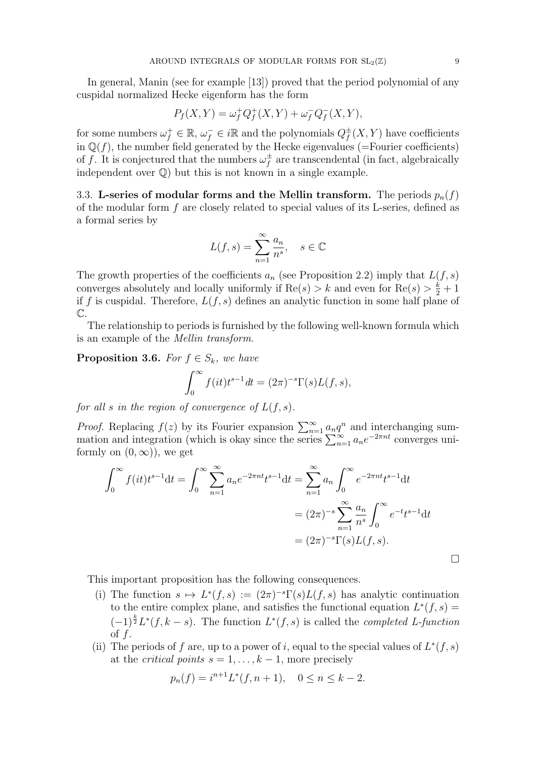In general, Manin (see for example [13]) proved that the period polynomial of any cuspidal normalized Hecke eigenform has the form

$$P_f(X,Y) = \omega_f^+ Q_f^+(X,Y) + \omega_f^- Q_f^-(X,Y),$$

for some numbers $\omega_f^+ \in \mathbb{R}$, $\omega_f^- \in i\mathbb{R}$ and the polynomials $Q_f^\pm(X,Y)$ have coefficients in $\mathbb{Q}(f)$, the number field generated by the Hecke eigenvalues (=Fourier coefficients) of $f$. It is conjectured that the numbers $\omega_f^\pm$ are transcendental (in fact, algebraically independent over $\mathbb{Q}$) but this is not known in a single example.

3.3. **L-series of modular forms and the Mellin transform.** The periods $p_n(f)$ of the modular form $f$ are closely related to special values of its L-series, defined as a formal series by

$$L(f,s) = \sum_{n=1}^{\infty} \frac{a_n}{n^s}, \quad s \in \mathbb{C}$$

The growth properties of the coefficients $a_n$ (see Proposition 2.2) imply that $L(f,s)$ converges absolutely and locally uniformly if $\mathrm{Re}(s) > k$ and even for $\mathrm{Re}(s) > \frac{k}{2} + 1$ if $f$ is cuspidal. Therefore, $L(f,s)$ defines an analytic function in some half plane of $\mathbb{C}$.

The relationship to periods is furnished by the following well-known formula which is an example of the *Mellin transform*.

**Proposition 3.6.** *For $f \in S_k$, we have*

$$\int_0^\infty f(it) t^{s-1} dt = (2\pi)^{-s} \Gamma(s) L(f,s),$$

*for all $s$ in the region of convergence of $L(f,s)$.*

*Proof.* Replacing $f(z)$ by its Fourier expansion $\sum_{n=1}^\infty a_n q^n$ and interchanging summation and integration (which is okay since the series $\sum_{n=1}^\infty a_n e^{-2\pi n t}$ converges uniformly on $(0,\infty)$), we get

$$\begin{aligned}
\int_0^\infty f(it) t^{s-1} \mathrm{d}t = \int_0^\infty \sum_{n=1}^\infty a_n e^{-2\pi n t} t^{s-1} \mathrm{d}t &= \sum_{n=1}^\infty a_n \int_0^\infty e^{-2\pi n t} t^{s-1} \mathrm{d}t \\
&= (2\pi)^{-s} \sum_{n=1}^\infty \frac{a_n}{n^s} \int_0^\infty e^{-t} t^{s-1} \mathrm{d}t \\
&= (2\pi)^{-s} \Gamma(s) L(f,s).
\end{aligned}$$

□

This important proposition has the following consequences.

(i) The function $s \mapsto L^*(f,s) := (2\pi)^{-s}\Gamma(s)L(f,s)$ has analytic continuation to the entire complex plane, and satisfies the functional equation $L^*(f,s) = (-1)^{\frac{k}{2}} L^*(f, k-s)$. The function $L^*(f,s)$ is called the *completed L-function* of $f$.

(ii) The periods of $f$ are, up to a power of $i$, equal to the special values of $L^*(f,s)$ at the *critical points* $s = 1, \ldots, k-1$, more precisely

$$p_n(f) = i^{n+1} L^*(f, n+1), \quad 0 \le n \le k-2.$$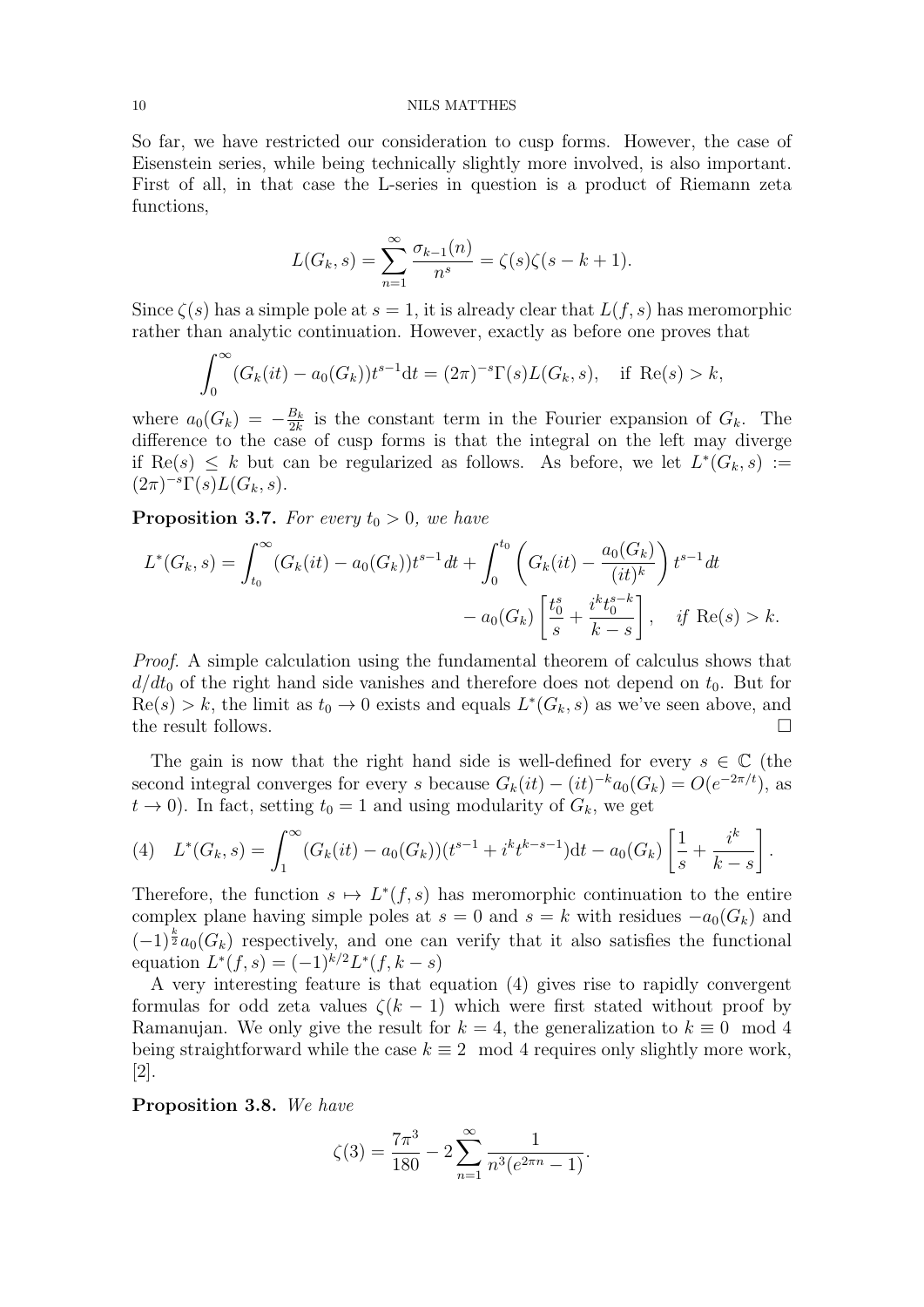So far, we have restricted our consideration to cusp forms. However, the case of Eisenstein series, while being technically slightly more involved, is also important. First of all, in that case the L-series in question is a product of Riemann zeta functions,

$$L(G_k, s) = \sum_{n=1}^{\infty} \frac{\sigma_{k-1}(n)}{n^s} = \zeta(s)\zeta(s-k+1).$$

Since $\zeta(s)$ has a simple pole at $s=1$, it is already clear that $L(f,s)$ has meromorphic rather than analytic continuation. However, exactly as before one proves that

$$\int_0^\infty (G_k(it) - a_0(G_k))t^{s-1}\mathrm{d}t = (2\pi)^{-s}\Gamma(s)L(G_k, s), \quad \text{if } \mathrm{Re}(s) > k,$$

where $a_0(G_k) = -\frac{B_k}{2k}$ is the constant term in the Fourier expansion of $G_k$. The difference to the case of cusp forms is that the integral on the left may diverge if $\mathrm{Re}(s) \leq k$ but can be regularized as follows. As before, we let $L^*(G_k, s) := (2\pi)^{-s}\Gamma(s)L(G_k, s)$.

**Proposition 3.7.** *For every $t_0 > 0$, we have*

$$L^*(G_k, s) = \int_{t_0}^\infty (G_k(it) - a_0(G_k))t^{s-1}dt + \int_0^{t_0} \left( G_k(it) - \frac{a_0(G_k)}{(it)^k} \right) t^{s-1}\, dt$$
$$- a_0(G_k)\left[ \frac{t_0^s}{s} + \frac{i^k t_0^{s-k}}{k-s} \right], \quad \text{if } \mathrm{Re}(s) > k.$$

*Proof.* A simple calculation using the fundamental theorem of calculus shows that $d/dt_0$ of the right hand side vanishes and therefore does not depend on $t_0$. But for $\mathrm{Re}(s) > k$, the limit as $t_0 \to 0$ exists and equals $L^*(G_k, s)$ as we've seen above, and the result follows. $\square$

The gain is now that the right hand side is well-defined for every $s \in \mathbb{C}$ (the second integral converges for every $s$ because $G_k(it) - (it)^{-k}a_0(G_k) = O(e^{-2\pi/t})$, as $t \to 0$). In fact, setting $t_0 = 1$ and using modularity of $G_k$, we get

$$L^*(G_k, s) = \int_1^\infty (G_k(it) - a_0(G_k))(t^{s-1} + i^k t^{k-s-1})\mathrm{d}t - a_0(G_k)\left[ \frac{1}{s} + \frac{i^k}{k-s} \right]. \tag{4}$$

Therefore, the function $s \mapsto L^*(f,s)$ has meromorphic continuation to the entire complex plane having simple poles at $s=0$ and $s=k$ with residues $-a_0(G_k)$ and $(-1)^{\frac{k}{2}}a_0(G_k)$ respectively, and one can verify that it also satisfies the functional equation $L^*(f,s) = (-1)^{k/2}L^*(f, k-s)$

A very interesting feature is that equation (4) gives rise to rapidly convergent formulas for odd zeta values $\zeta(k-1)$ which were first stated without proof by Ramanujan. We only give the result for $k=4$, the generalization to $k \equiv 0 \mod 4$ being straightforward while the case $k \equiv 2 \mod 4$ requires only slightly more work, [2].

**Proposition 3.8.** *We have*

$$\zeta(3) = \frac{7\pi^3}{180} - 2\sum_{n=1}^\infty \frac{1}{n^3(e^{2\pi n} - 1)}.$$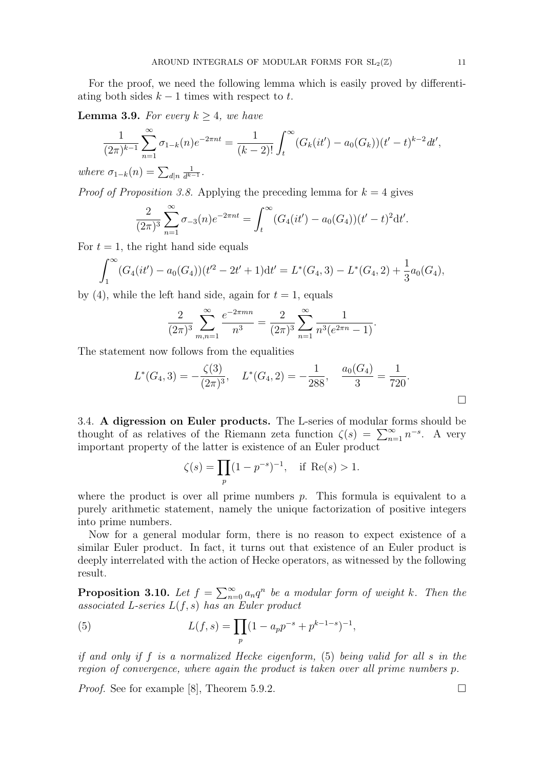For the proof, we need the following lemma which is easily proved by differentiating both sides $k-1$ times with respect to $t$.

**Lemma 3.9.** *For every $k \geq 4$, we have*

$$\frac{1}{(2\pi)^{k-1}} \sum_{n=1}^{\infty} \sigma_{1-k}(n) e^{-2\pi n t} = \frac{1}{(k-2)!} \int_t^{\infty} (G_k(it') - a_0(G_k))(t'-t)^{k-2} dt',$$

*where $\sigma_{1-k}(n) = \sum_{d|n} \frac{1}{d^{k-1}}$.*

*Proof of Proposition 3.8.* Applying the preceding lemma for $k=4$ gives

$$\frac{2}{(2\pi)^3} \sum_{n=1}^{\infty} \sigma_{-3}(n) e^{-2\pi n t} = \int_t^{\infty} (G_4(it') - a_0(G_4))(t'-t)^2 \mathrm{d}t'.$$

For $t=1$, the right hand side equals

$$\int_1^{\infty} (G_4(it') - a_0(G_4))(t'^2 - 2t' + 1) \mathrm{d}t' = L^*(G_4, 3) - L^*(G_4, 2) + \frac{1}{3} a_0(G_4),$$

by (4), while the left hand side, again for $t=1$, equals

$$\frac{2}{(2\pi)^3} \sum_{m,n=1}^{\infty} \frac{e^{-2\pi m n}}{n^3} = \frac{2}{(2\pi)^3} \sum_{n=1}^{\infty} \frac{1}{n^3 (e^{2\pi n} - 1)}.$$

The statement now follows from the equalities

$$L^*(G_4, 3) = -\frac{\zeta(3)}{(2\pi)^3}, \quad L^*(G_4, 2) = -\frac{1}{288}, \quad \frac{a_0(G_4)}{3} = \frac{1}{720}.$$

□

3.4. **A digression on Euler products.** The L-series of modular forms should be thought of as relatives of the Riemann zeta function $\zeta(s) = \sum_{n=1}^{\infty} n^{-s}$. A very important property of the latter is existence of an Euler product

$$\zeta(s) = \prod_p (1 - p^{-s})^{-1}, \quad \text{if } \mathrm{Re}(s) > 1.$$

where the product is over all prime numbers $p$. This formula is equivalent to a purely arithmetic statement, namely the unique factorization of positive integers into prime numbers.

Now for a general modular form, there is no reason to expect existence of a similar Euler product. In fact, it turns out that existence of an Euler product is deeply interrelated with the action of Hecke operators, as witnessed by the following result.

**Proposition 3.10.** *Let $f = \sum_{n=0}^{\infty} a_n q^n$ be a modular form of weight $k$. Then the associated L-series $L(f,s)$ has an Euler product*

$$L(f,s) = \prod_p (1 - a_p p^{-s} + p^{k-1-s})^{-1}, \tag{5}$$

*if and only if $f$ is a normalized Hecke eigenform,* (5) *being valid for all $s$ in the region of convergence, where again the product is taken over all prime numbers $p$.*

*Proof.* See for example [8], Theorem 5.9.2. □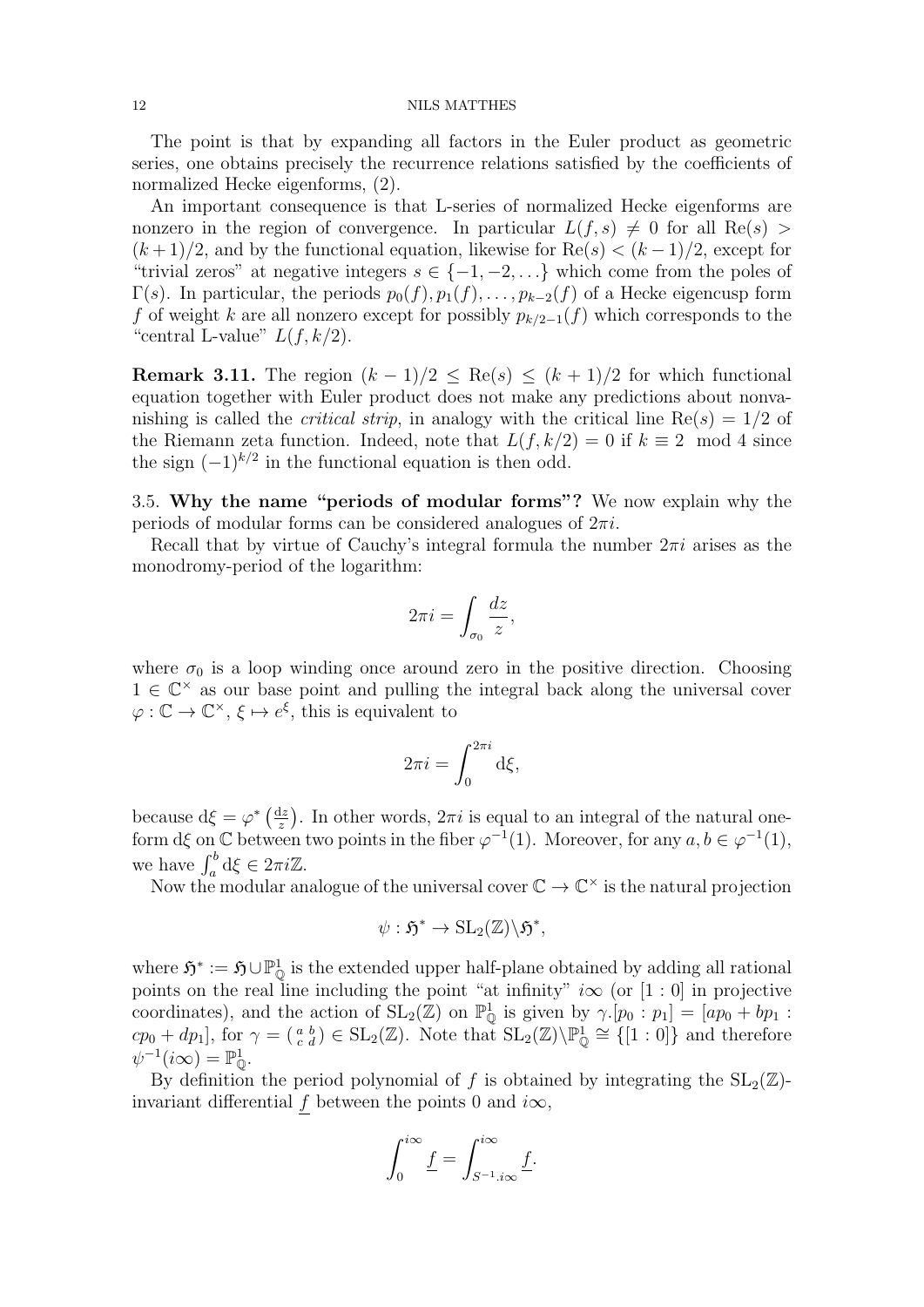The point is that by expanding all factors in the Euler product as geometric series, one obtains precisely the recurrence relations satisfied by the coefficients of normalized Hecke eigenforms, (2).

An important consequence is that L-series of normalized Hecke eigenforms are nonzero in the region of convergence. In particular $L(f,s) \neq 0$ for all $\mathrm{Re}(s) > (k+1)/2$, and by the functional equation, likewise for $\mathrm{Re}(s) < (k-1)/2$, except for "trivial zeros" at negative integers $s \in \{-1,-2,\ldots\}$ which come from the poles of $\Gamma(s)$. In particular, the periods $p_0(f), p_1(f), \ldots, p_{k-2}(f)$ of a Hecke eigencusp form $f$ of weight $k$ are all nonzero except for possibly $p_{k/2-1}(f)$ which corresponds to the "central L-value" $L(f,k/2)$.

**Remark 3.11.** The region $(k-1)/2 \leq \mathrm{Re}(s) \leq (k+1)/2$ for which functional equation together with Euler product does not make any predictions about nonvanishing is called the *critical strip*, in analogy with the critical line $\mathrm{Re}(s) = 1/2$ of the Riemann zeta function. Indeed, note that $L(f,k/2) = 0$ if $k \equiv 2 \mod 4$ since the sign $(-1)^{k/2}$ in the functional equation is then odd.

## 3.5. Why the name "periods of modular forms"?

We now explain why the periods of modular forms can be considered analogues of $2\pi i$.

Recall that by virtue of Cauchy's integral formula the number $2\pi i$ arises as the monodromy-period of the logarithm:

$$2\pi i = \int_{\sigma_0} \frac{dz}{z},$$

where $\sigma_0$ is a loop winding once around zero in the positive direction. Choosing $1 \in \mathbb{C}^\times$ as our base point and pulling the integral back along the universal cover $\varphi : \mathbb{C} \to \mathbb{C}^\times$, $\xi \mapsto e^\xi$, this is equivalent to

$$2\pi i = \int_0^{2\pi i} \mathrm{d}\xi,$$

because $\mathrm{d}\xi = \varphi^*\left(\frac{\mathrm{d}z}{z}\right)$. In other words, $2\pi i$ is equal to an integral of the natural one-form $\mathrm{d}\xi$ on $\mathbb{C}$ between two points in the fiber $\varphi^{-1}(1)$. Moreover, for any $a, b \in \varphi^{-1}(1)$, we have $\int_a^b \mathrm{d}\xi \in 2\pi i\mathbb{Z}$.

Now the modular analogue of the universal cover $\mathbb{C} \to \mathbb{C}^\times$ is the natural projection

$$\psi : \mathfrak{H}^* \to \mathrm{SL}_2(\mathbb{Z})\backslash\mathfrak{H}^*,$$

where $\mathfrak{H}^* := \mathfrak{H} \cup \mathbb{P}^1_{\mathbb{Q}}$ is the extended upper half-plane obtained by adding all rational points on the real line including the point "at infinity" $i\infty$ (or $[1:0]$ in projective coordinates), and the action of $\mathrm{SL}_2(\mathbb{Z})$ on $\mathbb{P}^1_{\mathbb{Q}}$ is given by $\gamma.[p_0 : p_1] = [ap_0 + bp_1 : cp_0 + dp_1]$, for $\gamma = \left(\begin{smallmatrix} a & b \\ c & d \end{smallmatrix}\right) \in \mathrm{SL}_2(\mathbb{Z})$. Note that $\mathrm{SL}_2(\mathbb{Z})\backslash\mathbb{P}^1_{\mathbb{Q}} \cong \{[1:0]\}$ and therefore $\psi^{-1}(i\infty) = \mathbb{P}^1_{\mathbb{Q}}$.

By definition the period polynomial of $f$ is obtained by integrating the $\mathrm{SL}_2(\mathbb{Z})$-invariant differential $\underline{f}$ between the points $0$ and $i\infty$,

$$\int_0^{i\infty} \underline{f} = \int_{S^{-1}.i\infty}^{i\infty} \underline{f}.$$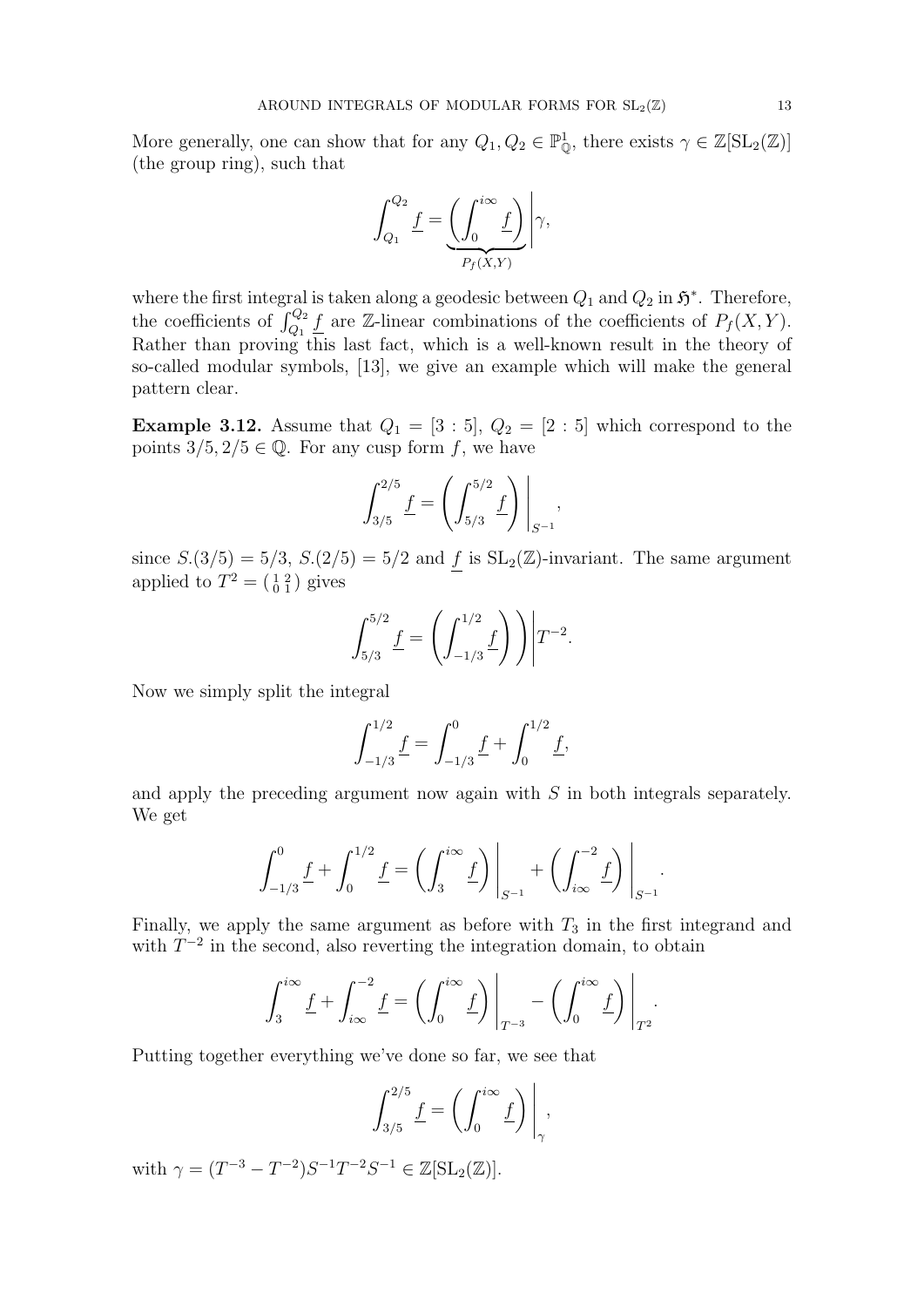More generally, one can show that for any $Q_1, Q_2 \in \mathbb{P}^1_{\mathbb{Q}}$, there exists $\gamma \in \mathbb{Z}[\mathrm{SL}_2(\mathbb{Z})]$ (the group ring), such that

$$\int_{Q_1}^{Q_2} \underline{f} = \underbrace{\left(\int_0^{i\infty} \underline{f}\right)}_{P_f(X,Y)} \Bigg| \gamma,$$

where the first integral is taken along a geodesic between $Q_1$ and $Q_2$ in $\mathfrak{H}^*$. Therefore, the coefficients of $\int_{Q_1}^{Q_2} \underline{f}$ are $\mathbb{Z}$-linear combinations of the coefficients of $P_f(X,Y)$. Rather than proving this last fact, which is a well-known result in the theory of so-called modular symbols, [13], we give an example which will make the general pattern clear.

**Example 3.12.** Assume that $Q_1 = [3:5]$, $Q_2 = [2:5]$ which correspond to the points $3/5, 2/5 \in \mathbb{Q}$. For any cusp form $f$, we have

$$\int_{3/5}^{2/5} \underline{f} = \left(\int_{5/3}^{5/2} \underline{f}\right)\Bigg|_{S^{-1}},$$

since $S.(3/5) = 5/3$, $S.(2/5) = 5/2$ and $\underline{f}$ is $\mathrm{SL}_2(\mathbb{Z})$-invariant. The same argument applied to $T^2 = \left(\begin{smallmatrix} 1 & 2 \\ 0 & 1 \end{smallmatrix}\right)$ gives

$$\int_{5/3}^{5/2} \underline{f} = \left(\int_{-1/3}^{1/2} \underline{f}\right)\Bigg| T^{-2}.$$

Now we simply split the integral

$$\int_{-1/3}^{1/2} \underline{f} = \int_{-1/3}^{0} \underline{f} + \int_{0}^{1/2} \underline{f},$$

and apply the preceding argument now again with $S$ in both integrals separately. We get

$$\int_{-1/3}^{0} \underline{f} + \int_{0}^{1/2} \underline{f} = \left(\int_{3}^{i\infty} \underline{f}\right)\Bigg|_{S^{-1}} + \left(\int_{i\infty}^{-2} \underline{f}\right)\Bigg|_{S^{-1}}.$$

Finally, we apply the same argument as before with $T_3$ in the first integrand and with $T^{-2}$ in the second, also reverting the integration domain, to obtain

$$\int_{3}^{i\infty} \underline{f} + \int_{i\infty}^{-2} \underline{f} = \left(\int_{0}^{i\infty} \underline{f}\right)\Bigg|_{T^{-3}} - \left(\int_{0}^{i\infty} \underline{f}\right)\Bigg|_{T^{2}}.$$

Putting together everything we've done so far, we see that

$$\int_{3/5}^{2/5} \underline{f} = \left(\int_{0}^{i\infty} \underline{f}\right)\Bigg|_{\gamma},$$

with $\gamma = (T^{-3} - T^{-2})S^{-1}T^{-2}S^{-1} \in \mathbb{Z}[\mathrm{SL}_2(\mathbb{Z})]$.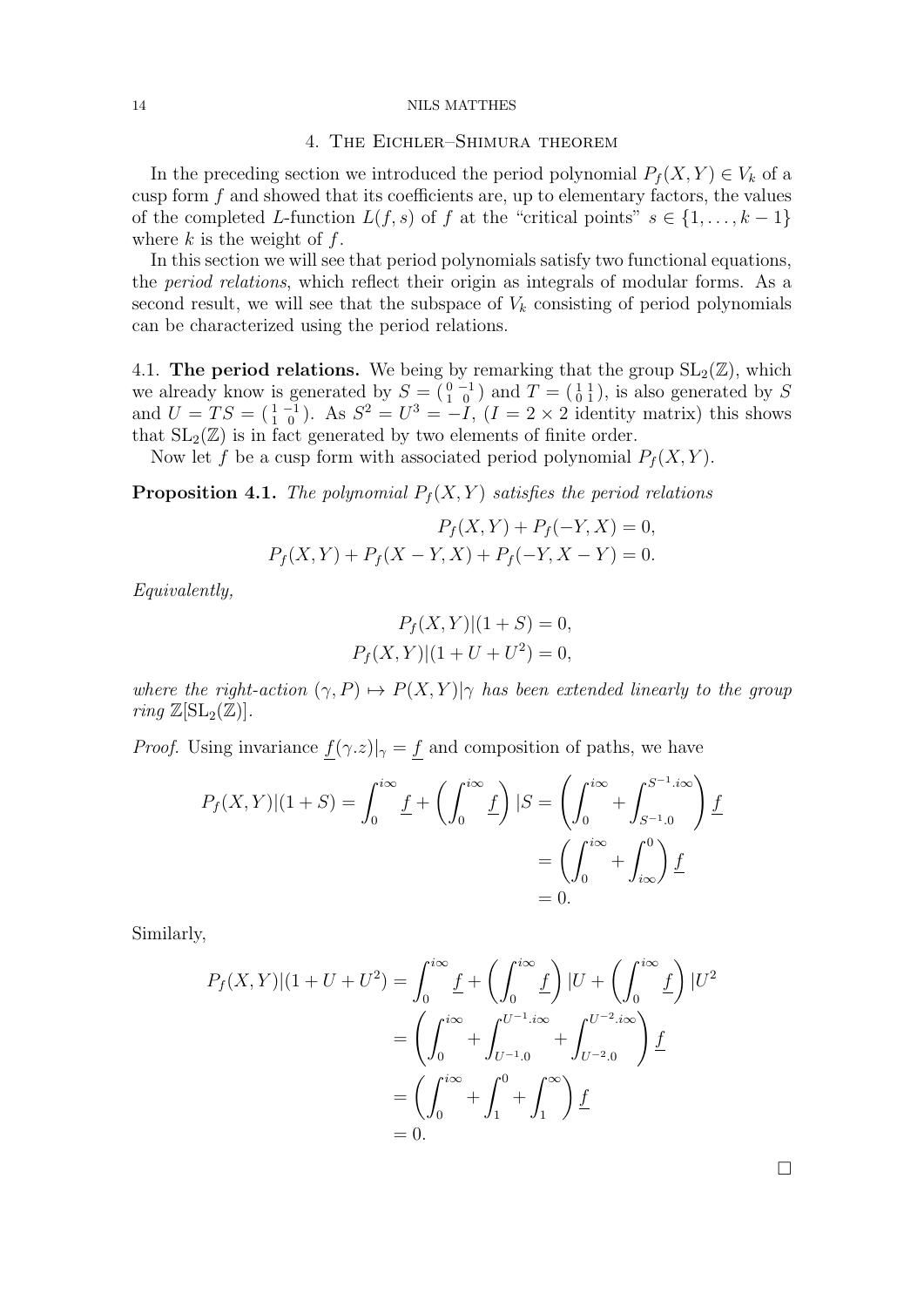## 4. The Eichler–Shimura theorem

In the preceding section we introduced the period polynomial $P_f(X,Y) \in V_k$ of a cusp form $f$ and showed that its coefficients are, up to elementary factors, the values of the completed $L$-function $L(f,s)$ of $f$ at the "critical points" $s \in \{1, \dots, k-1\}$ where $k$ is the weight of $f$.

In this section we will see that period polynomials satisfy two functional equations, the *period relations*, which reflect their origin as integrals of modular forms. As a second result, we will see that the subspace of $V_k$ consisting of period polynomials can be characterized using the period relations.

### 4.1. The period relations.

We being by remarking that the group $\mathrm{SL}_2(\mathbb{Z})$, which we already know is generated by $S = \left(\begin{smallmatrix} 0 & -1 \\ 1 & 0 \end{smallmatrix}\right)$ and $T = \left(\begin{smallmatrix} 1 & 1 \\ 0 & 1 \end{smallmatrix}\right)$, is also generated by $S$ and $U = TS = \left(\begin{smallmatrix} 1 & -1 \\ 1 & 0 \end{smallmatrix}\right)$. As $S^2 = U^3 = -I$, ($I = 2 \times 2$ identity matrix) this shows that $\mathrm{SL}_2(\mathbb{Z})$ is in fact generated by two elements of finite order.

Now let $f$ be a cusp form with associated period polynomial $P_f(X,Y)$.

**Proposition 4.1.** *The polynomial $P_f(X,Y)$ satisfies the period relations*

$$P_f(X,Y) + P_f(-Y,X) = 0,$$
$$P_f(X,Y) + P_f(X-Y,X) + P_f(-Y,X-Y) = 0.$$

*Equivalently,*

$$P_f(X,Y)|(1+S) = 0,$$
$$P_f(X,Y)|(1+U+U^2) = 0,$$

*where the right-action $(\gamma, P) \mapsto P(X,Y)|\gamma$ has been extended linearly to the group ring $\mathbb{Z}[\mathrm{SL}_2(\mathbb{Z})]$.*

*Proof.* Using invariance $\underline{f}(\gamma.z)|_\gamma = \underline{f}$ and composition of paths, we have

$$\begin{aligned}
P_f(X,Y)|(1+S) = \int_0^{i\infty} \underline{f} + \left(\int_0^{i\infty} \underline{f}\right)|S &= \left(\int_0^{i\infty} + \int_{S^{-1}.0}^{S^{-1}.i\infty}\right)\underline{f} \\
&= \left(\int_0^{i\infty} + \int_{i\infty}^{0}\right)\underline{f} \\
&= 0.
\end{aligned}$$

Similarly,

$$\begin{aligned}
P_f(X,Y)|(1+U+U^2) &= \int_0^{i\infty} \underline{f} + \left(\int_0^{i\infty} \underline{f}\right)|U + \left(\int_0^{i\infty} \underline{f}\right)|U^2 \\
&= \left(\int_0^{i\infty} + \int_{U^{-1}.0}^{U^{-1}.i\infty} + \int_{U^{-2}.0}^{U^{-2}.i\infty}\right)\underline{f} \\
&= \left(\int_0^{i\infty} + \int_1^0 + \int_1^\infty\right)\underline{f} \\
&= 0.
\end{aligned}$$

$\square$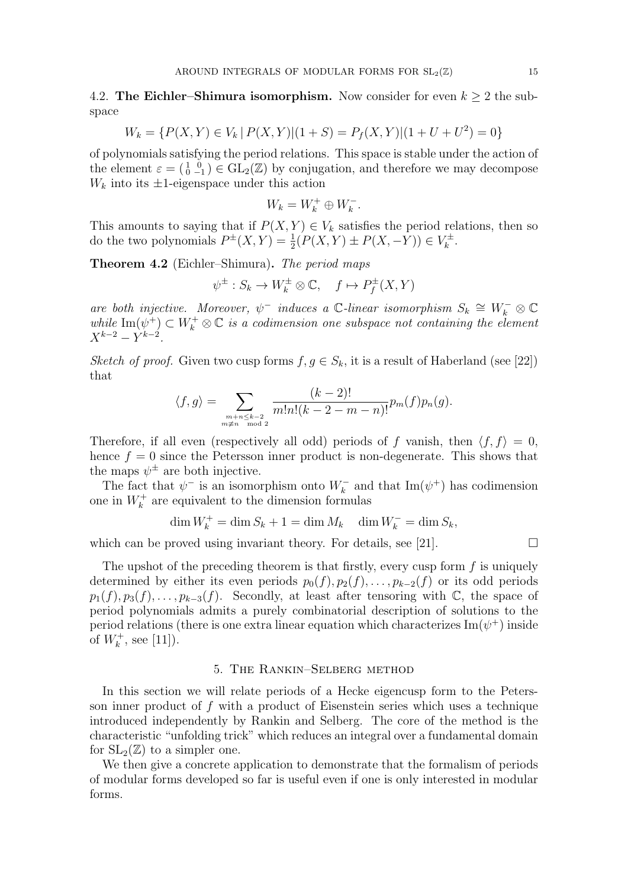4.2. **The Eichler–Shimura isomorphism.** Now consider for even $k \geq 2$ the subspace

$$W_k = \{P(X,Y) \in V_k \,|\, P(X,Y)|(1+S) = P_f(X,Y)|(1+U+U^2) = 0\}$$

of polynomials satisfying the period relations. This space is stable under the action of the element $\varepsilon = \left(\begin{smallmatrix} 1 & 0 \\ 0 & -1 \end{smallmatrix}\right) \in \mathrm{GL}_2(\mathbb{Z})$ by conjugation, and therefore we may decompose $W_k$ into its $\pm 1$-eigenspace under this action

$$W_k = W_k^+ \oplus W_k^-.$$

This amounts to saying that if $P(X,Y) \in V_k$ satisfies the period relations, then so do the two polynomials $P^{\pm}(X,Y) = \frac{1}{2}(P(X,Y) \pm P(X,-Y)) \in V_k^{\pm}$.

**Theorem 4.2** (Eichler–Shimura)**.** *The period maps*

$$\psi^{\pm} : S_k \to W_k^{\pm} \otimes \mathbb{C}, \quad f \mapsto P_f^{\pm}(X,Y)$$

*are both injective. Moreover, $\psi^-$ induces a $\mathbb{C}$-linear isomorphism $S_k \cong W_k^- \otimes \mathbb{C}$ while $\mathrm{Im}(\psi^+) \subset W_k^+ \otimes \mathbb{C}$ is a codimension one subspace not containing the element $X^{k-2} - Y^{k-2}$.*

*Sketch of proof.* Given two cusp forms $f, g \in S_k$, it is a result of Haberland (see [22]) that

$$\langle f, g\rangle = \sum_{\substack{m+n \leq k-2 \\ m \not\equiv n \mod 2}} \frac{(k-2)!}{m!n!(k-2-m-n)!} p_m(f) p_n(g).$$

Therefore, if all even (respectively all odd) periods of $f$ vanish, then $\langle f, f\rangle = 0$, hence $f = 0$ since the Petersson inner product is non-degenerate. This shows that the maps $\psi^{\pm}$ are both injective.

The fact that $\psi^-$ is an isomorphism onto $W_k^-$ and that $\mathrm{Im}(\psi^+)$ has codimension one in $W_k^+$ are equivalent to the dimension formulas

$$\dim W_k^+ = \dim S_k + 1 = \dim M_k \quad \dim W_k^- = \dim S_k,$$

which can be proved using invariant theory. For details, see [21]. □

The upshot of the preceding theorem is that firstly, every cusp form $f$ is uniquely determined by either its even periods $p_0(f), p_2(f), \ldots, p_{k-2}(f)$ or its odd periods $p_1(f), p_3(f), \ldots, p_{k-3}(f)$. Secondly, at least after tensoring with $\mathbb{C}$, the space of period polynomials admits a purely combinatorial description of solutions to the period relations (there is one extra linear equation which characterizes $\mathrm{Im}(\psi^+)$ inside of $W_k^+$, see [11]).

## 5. The Rankin–Selberg method

In this section we will relate periods of a Hecke eigencusp form to the Petersson inner product of $f$ with a product of Eisenstein series which uses a technique introduced independently by Rankin and Selberg. The core of the method is the characteristic "unfolding trick" which reduces an integral over a fundamental domain for $\mathrm{SL}_2(\mathbb{Z})$ to a simpler one.

We then give a concrete application to demonstrate that the formalism of periods of modular forms developed so far is useful even if one is only interested in modular forms.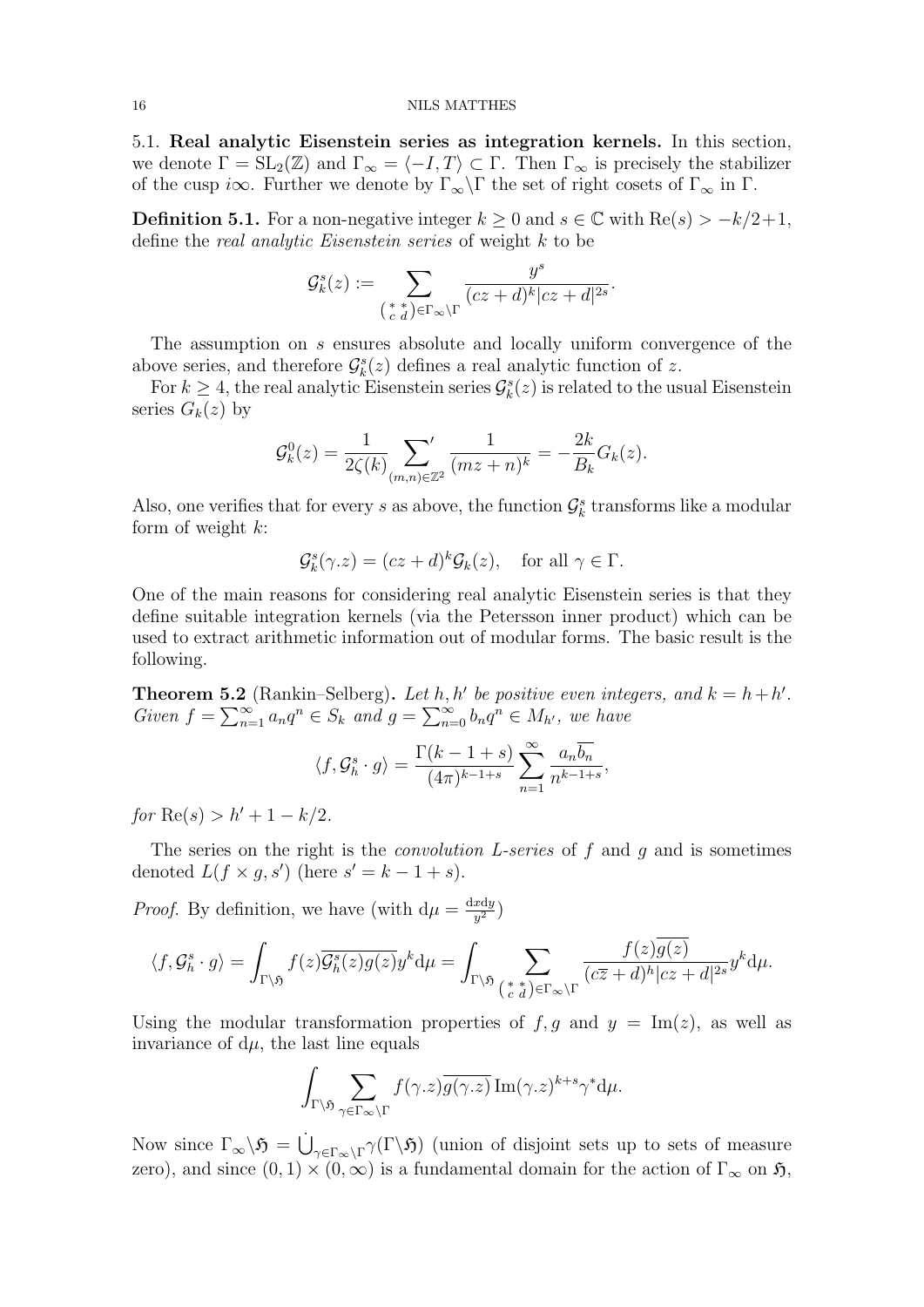5.1. **Real analytic Eisenstein series as integration kernels.** In this section, we denote $\Gamma = \mathrm{SL}_2(\mathbb{Z})$ and $\Gamma_\infty = \langle -I, T\rangle \subset \Gamma$. Then $\Gamma_\infty$ is precisely the stabilizer of the cusp $i\infty$. Further we denote by $\Gamma_\infty\backslash\Gamma$ the set of right cosets of $\Gamma_\infty$ in $\Gamma$.

**Definition 5.1.** For a non-negative integer $k \geq 0$ and $s \in \mathbb{C}$ with $\mathrm{Re}(s) > -k/2+1$, define the *real analytic Eisenstein series* of weight $k$ to be

$$\mathcal{G}_k^s(z) := \sum_{\left(\begin{smallmatrix} * & * \\ c & d\end{smallmatrix}\right)\in\Gamma_\infty\backslash\Gamma} \frac{y^s}{(cz+d)^k|cz+d|^{2s}}.$$

The assumption on $s$ ensures absolute and locally uniform convergence of the above series, and therefore $\mathcal{G}_k^s(z)$ defines a real analytic function of $z$.

For $k \geq 4$, the real analytic Eisenstein series $\mathcal{G}_k^s(z)$ is related to the usual Eisenstein series $G_k(z)$ by

$$\mathcal{G}_k^0(z) = \frac{1}{2\zeta(k)} {\sum_{(m,n)\in\mathbb{Z}^2}}' \frac{1}{(mz+n)^k} = -\frac{2k}{B_k}G_k(z).$$

Also, one verifies that for every $s$ as above, the function $\mathcal{G}_k^s$ transforms like a modular form of weight $k$:

$$\mathcal{G}_k^s(\gamma.z) = (cz+d)^k\mathcal{G}_k(z), \quad \text{for all } \gamma \in \Gamma.$$

One of the main reasons for considering real analytic Eisenstein series is that they define suitable integration kernels (via the Petersson inner product) which can be used to extract arithmetic information out of modular forms. The basic result is the following.

**Theorem 5.2** (Rankin–Selberg)**.** *Let $h, h'$ be positive even integers, and $k = h+h'$. Given $f = \sum_{n=1}^\infty a_nq^n \in S_k$ and $g = \sum_{n=0}^\infty b_nq^n \in M_{h'}$, we have*

$$\langle f, \mathcal{G}_h^s \cdot g\rangle = \frac{\Gamma(k-1+s)}{(4\pi)^{k-1+s}}\sum_{n=1}^\infty \frac{a_n\overline{b_n}}{n^{k-1+s}},$$

*for $\mathrm{Re}(s) > h'+1-k/2$.*

The series on the right is the *convolution L-series* of $f$ and $g$ and is sometimes denoted $L(f\times g, s')$ (here $s' = k-1+s$).

*Proof.* By definition, we have (with $\mathrm{d}\mu = \frac{\mathrm{d}x\mathrm{d}y}{y^2}$)

$$\langle f, \mathcal{G}_h^s\cdot g\rangle = \int_{\Gamma\backslash\mathfrak{H}} f(z)\overline{\mathcal{G}_h^s(z)g(z)}y^k\mathrm{d}\mu = \int_{\Gamma\backslash\mathfrak{H}} \sum_{\left(\begin{smallmatrix} * & * \\ c & d\end{smallmatrix}\right)\in\Gamma_\infty\backslash\Gamma} \frac{f(z)\overline{g(z)}}{(c\overline{z}+d)^h|cz+d|^{2s}}y^k\mathrm{d}\mu.$$

Using the modular transformation properties of $f, g$ and $y = \mathrm{Im}(z)$, as well as invariance of $\mathrm{d}\mu$, the last line equals

$$\int_{\Gamma\backslash\mathfrak{H}} \sum_{\gamma\in\Gamma_\infty\backslash\Gamma} f(\gamma.z)\overline{g(\gamma.z)}\,\mathrm{Im}(\gamma.z)^{k+s}\gamma^*\mathrm{d}\mu.$$

Now since $\Gamma_\infty\backslash\mathfrak{H} = \dot{\bigcup}_{\gamma\in\Gamma_\infty\backslash\Gamma}\gamma(\Gamma\backslash\mathfrak{H})$ (union of disjoint sets up to sets of measure zero), and since $(0,1)\times(0,\infty)$ is a fundamental domain for the action of $\Gamma_\infty$ on $\mathfrak{H}$,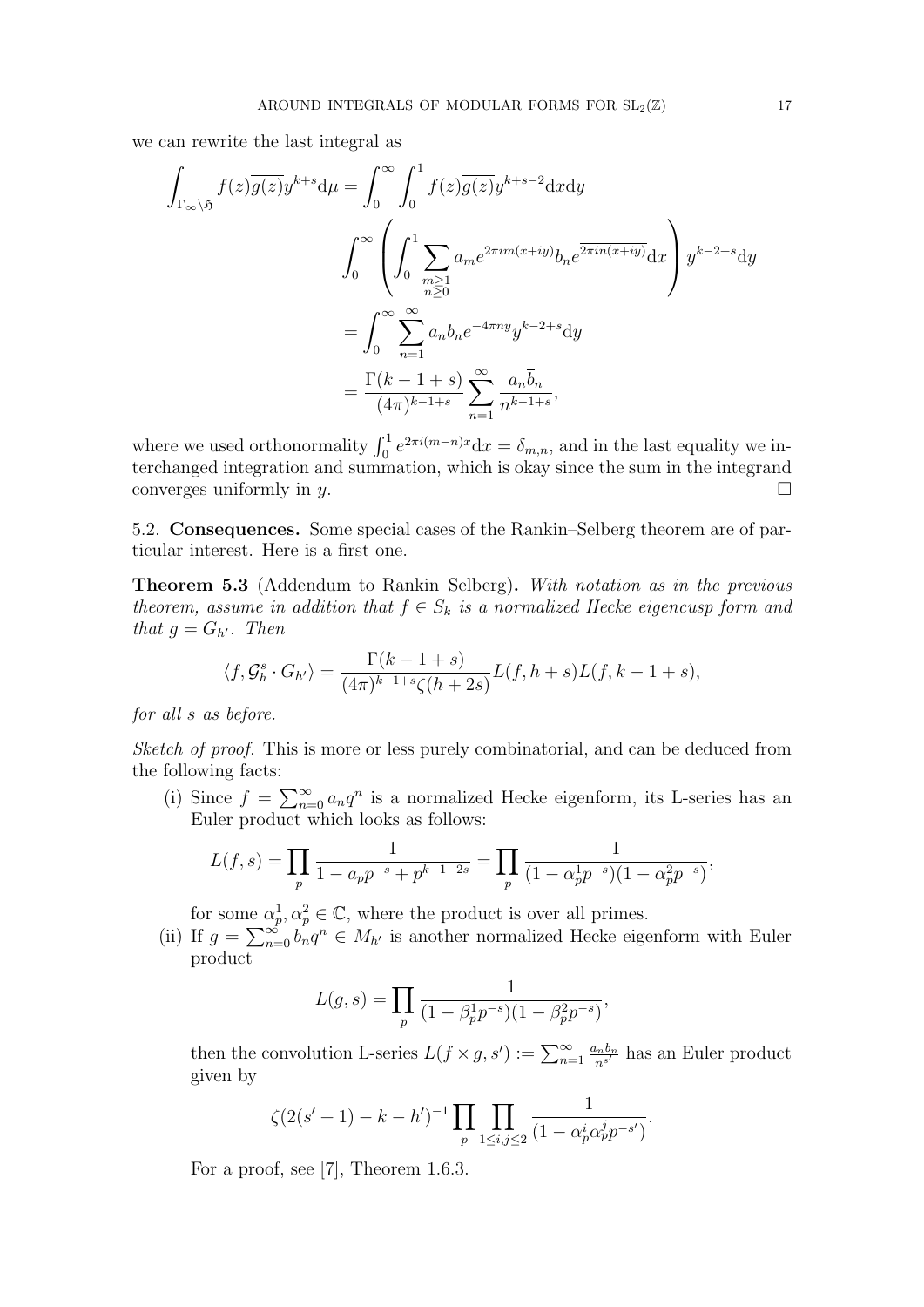we can rewrite the last integral as

$$
\begin{aligned}
\int_{\Gamma_\infty\backslash\mathfrak{H}} f(z)\overline{g(z)}y^{k+s}\mathrm{d}\mu &= \int_0^\infty \int_0^1 f(z)\overline{g(z)}y^{k+s-2}\mathrm{d}x\mathrm{d}y \\
&\int_0^\infty \left( \int_0^1 \sum_{\substack{m\geq 1\\ n\geq 0}} a_m e^{2\pi i m(x+iy)} \overline{b}_n \overline{e^{2\pi i n(x+iy)}} \mathrm{d}x \right) y^{k-2+s}\mathrm{d}y \\
&= \int_0^\infty \sum_{n=1}^\infty a_n \overline{b}_n e^{-4\pi n y} y^{k-2+s}\mathrm{d}y \\
&= \frac{\Gamma(k-1+s)}{(4\pi)^{k-1+s}} \sum_{n=1}^\infty \frac{a_n\overline{b}_n}{n^{k-1+s}},
\end{aligned}
$$

where we used orthonormality $\int_0^1 e^{2\pi i(m-n)x}\mathrm{d}x = \delta_{m,n}$, and in the last equality we interchanged integration and summation, which is okay since the sum in the integrand converges uniformly in $y$. □

5.2. **Consequences.** Some special cases of the Rankin–Selberg theorem are of particular interest. Here is a first one.

**Theorem 5.3** (Addendum to Rankin–Selberg)**.** *With notation as in the previous theorem, assume in addition that $f \in S_k$ is a normalized Hecke eigencusp form and that $g = G_{h'}$. Then*

$$
\langle f, \mathcal{G}_h^s \cdot G_{h'} \rangle = \frac{\Gamma(k-1+s)}{(4\pi)^{k-1+s}\zeta(h+2s)} L(f, h+s) L(f, k-1+s),
$$

*for all $s$ as before.*

*Sketch of proof.* This is more or less purely combinatorial, and can be deduced from the following facts:

(i) Since $f = \sum_{n=0}^\infty a_n q^n$ is a normalized Hecke eigenform, its L-series has an Euler product which looks as follows:

$$
L(f,s) = \prod_p \frac{1}{1 - a_p p^{-s} + p^{k-1-2s}} = \prod_p \frac{1}{(1-\alpha_p^1 p^{-s})(1-\alpha_p^2 p^{-s})},
$$

for some $\alpha_p^1, \alpha_p^2 \in \mathbb{C}$, where the product is over all primes.

(ii) If $g = \sum_{n=0}^\infty b_n q^n \in M_{h'}$ is another normalized Hecke eigenform with Euler product

$$
L(g,s) = \prod_p \frac{1}{(1-\beta_p^1 p^{-s})(1-\beta_p^2 p^{-s})},
$$

then the convolution L-series $L(f\times g, s') := \sum_{n=1}^\infty \frac{a_n b_n}{n^{s'}}$ has an Euler product given by

$$
\zeta(2(s'+1)-k-h')^{-1} \prod_p \prod_{1\leq i,j\leq 2} \frac{1}{(1-\alpha_p^i \alpha_p^j p^{-s'})}.
$$

For a proof, see [7], Theorem 1.6.3.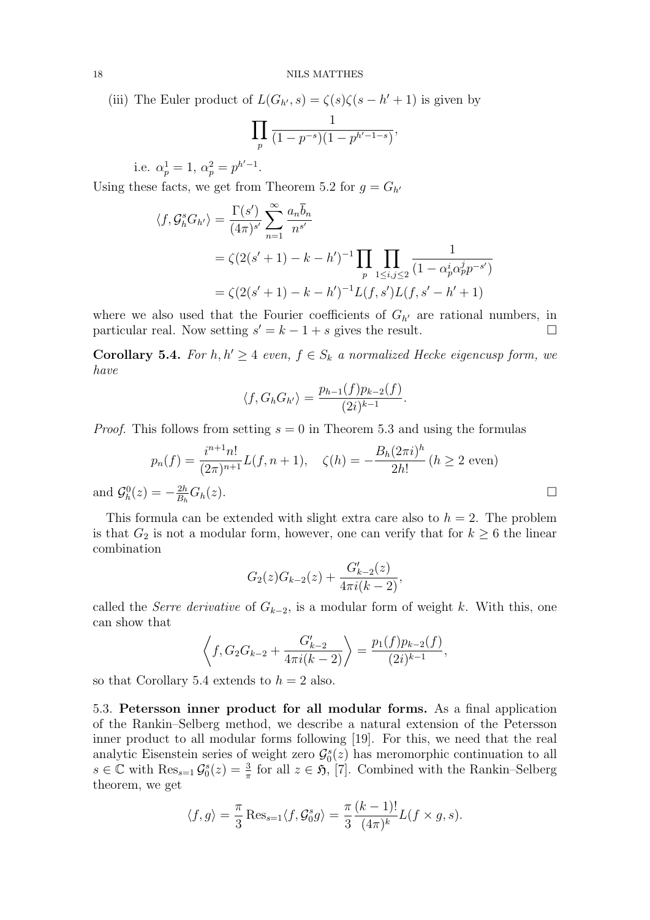(iii) The Euler product of $L(G_{h'}, s) = \zeta(s)\zeta(s - h' + 1)$ is given by

$$\prod_p \frac{1}{(1-p^{-s})(1-p^{h'-1-s})},$$

i.e. $\alpha_p^1 = 1$, $\alpha_p^2 = p^{h'-1}$.

Using these facts, we get from Theorem 5.2 for $g = G_{h'}$

$$\begin{aligned}
\langle f, \mathcal{G}_h^s G_{h'} \rangle &= \frac{\Gamma(s')}{(4\pi)^{s'}} \sum_{n=1}^{\infty} \frac{a_n \overline{b}_n}{n^{s'}} \\
&= \zeta(2(s'+1) - k - h')^{-1} \prod_p \prod_{1 \le i,j \le 2} \frac{1}{(1 - \alpha_p^i \alpha_p^j p^{-s'})} \\
&= \zeta(2(s'+1) - k - h')^{-1} L(f, s') L(f, s' - h' + 1)
\end{aligned}$$

where we also used that the Fourier coefficients of $G_{h'}$ are rational numbers, in particular real. Now setting $s' = k - 1 + s$ gives the result. $\square$

**Corollary 5.4.** *For $h, h' \geq 4$ even, $f \in S_k$ a normalized Hecke eigencusp form, we have*

$$\langle f, G_h G_{h'} \rangle = \frac{p_{h-1}(f) p_{k-2}(f)}{(2i)^{k-1}}.$$

*Proof.* This follows from setting $s = 0$ in Theorem 5.3 and using the formulas

$$p_n(f) = \frac{i^{n+1} n!}{(2\pi)^{n+1}} L(f, n+1), \quad \zeta(h) = -\frac{B_h (2\pi i)^h}{2h!} \; (h \geq 2 \text{ even})$$

and $\mathcal{G}_h^0(z) = -\frac{2h}{B_h} G_h(z)$. $\square$

This formula can be extended with slight extra care also to $h = 2$. The problem is that $G_2$ is not a modular form, however, one can verify that for $k \geq 6$ the linear combination

$$G_2(z) G_{k-2}(z) + \frac{G'_{k-2}(z)}{4\pi i (k-2)},$$

called the *Serre derivative* of $G_{k-2}$, is a modular form of weight $k$. With this, one can show that

$$\left\langle f, G_2 G_{k-2} + \frac{G'_{k-2}}{4\pi i (k-2)} \right\rangle = \frac{p_1(f) p_{k-2}(f)}{(2i)^{k-1}},$$

so that Corollary 5.4 extends to $h = 2$ also.

5.3. **Petersson inner product for all modular forms.** As a final application of the Rankin–Selberg method, we describe a natural extension of the Petersson inner product to all modular forms following [19]. For this, we need that the real analytic Eisenstein series of weight zero $\mathcal{G}_0^s(z)$ has meromorphic continuation to all $s \in \mathbb{C}$ with $\operatorname{Res}_{s=1} \mathcal{G}_0^s(z) = \frac{3}{\pi}$ for all $z \in \mathfrak{H}$, [7]. Combined with the Rankin–Selberg theorem, we get

$$\langle f, g \rangle = \frac{\pi}{3} \operatorname{Res}_{s=1} \langle f, \mathcal{G}_0^s g \rangle = \frac{\pi}{3} \frac{(k-1)!}{(4\pi)^k} L(f \times g, s).$$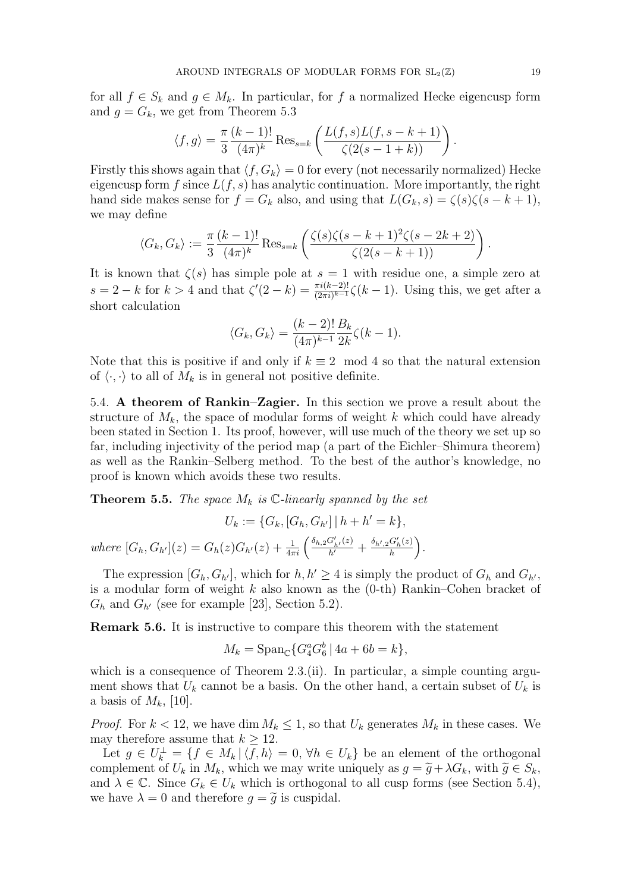for all $f \in S_k$ and $g \in M_k$. In particular, for $f$ a normalized Hecke eigencusp form and $g = G_k$, we get from Theorem 5.3

$$\langle f, g\rangle = \frac{\pi}{3}\frac{(k-1)!}{(4\pi)^k}\operatorname{Res}_{s=k}\left(\frac{L(f,s)L(f,s-k+1)}{\zeta(2(s-1+k))}\right).$$

Firstly this shows again that $\langle f, G_k\rangle = 0$ for every (not necessarily normalized) Hecke eigencusp form $f$ since $L(f,s)$ has analytic continuation. More importantly, the right hand side makes sense for $f = G_k$ also, and using that $L(G_k, s) = \zeta(s)\zeta(s-k+1)$, we may define

$$\langle G_k, G_k\rangle := \frac{\pi}{3}\frac{(k-1)!}{(4\pi)^k}\operatorname{Res}_{s=k}\left(\frac{\zeta(s)\zeta(s-k+1)^2\zeta(s-2k+2)}{\zeta(2(s-k+1))}\right).$$

It is known that $\zeta(s)$ has simple pole at $s = 1$ with residue one, a simple zero at $s = 2-k$ for $k > 4$ and that $\zeta'(2-k) = \frac{\pi i (k-2)!}{(2\pi i)^{k-1}}\zeta(k-1)$. Using this, we get after a short calculation

$$\langle G_k, G_k\rangle = \frac{(k-2)!}{(4\pi)^{k-1}}\frac{B_k}{2k}\zeta(k-1).$$

Note that this is positive if and only if $k \equiv 2 \mod 4$ so that the natural extension of $\langle\cdot,\cdot\rangle$ to all of $M_k$ is in general not positive definite.

## 5.4. A theorem of Rankin–Zagier.

In this section we prove a result about the structure of $M_k$, the space of modular forms of weight $k$ which could have already been stated in Section 1. Its proof, however, will use much of the theory we set up so far, including injectivity of the period map (a part of the Eichler–Shimura theorem) as well as the Rankin–Selberg method. To the best of the author's knowledge, no proof is known which avoids these two results.

**Theorem 5.5.** *The space $M_k$ is $\mathbb{C}$-linearly spanned by the set*

$$U_k := \{G_k, [G_h, G_{h'}]\,|\, h + h' = k\},$$

*where* $[G_h, G_{h'}](z) = G_h(z)G_{h'}(z) + \frac{1}{4\pi i}\left(\frac{\delta_{h,2}G'_{h'}(z)}{h'} + \frac{\delta_{h',2}G'_h(z)}{h}\right)$.

The expression $[G_h, G_{h'}]$, which for $h, h' \geq 4$ is simply the product of $G_h$ and $G_{h'}$, is a modular form of weight $k$ also known as the (0-th) Rankin–Cohen bracket of $G_h$ and $G_{h'}$ (see for example [23], Section 5.2).

**Remark 5.6.** It is instructive to compare this theorem with the statement

$$M_k = \operatorname{Span}_{\mathbb{C}}\{G_4^a G_6^b \,|\, 4a + 6b = k\},$$

which is a consequence of Theorem 2.3.(ii). In particular, a simple counting argument shows that $U_k$ cannot be a basis. On the other hand, a certain subset of $U_k$ is a basis of $M_k$, [10].

*Proof.* For $k < 12$, we have $\dim M_k \leq 1$, so that $U_k$ generates $M_k$ in these cases. We may therefore assume that $k \geq 12$.

Let $g \in U_k^\perp = \{f \in M_k \,|\, \langle f, h\rangle = 0, \forall h \in U_k\}$ be an element of the orthogonal complement of $U_k$ in $M_k$, which we may write uniquely as $g = \widetilde{g} + \lambda G_k$, with $\widetilde{g} \in S_k$, and $\lambda \in \mathbb{C}$. Since $G_k \in U_k$ which is orthogonal to all cusp forms (see Section 5.4), we have $\lambda = 0$ and therefore $g = \widetilde{g}$ is cuspidal.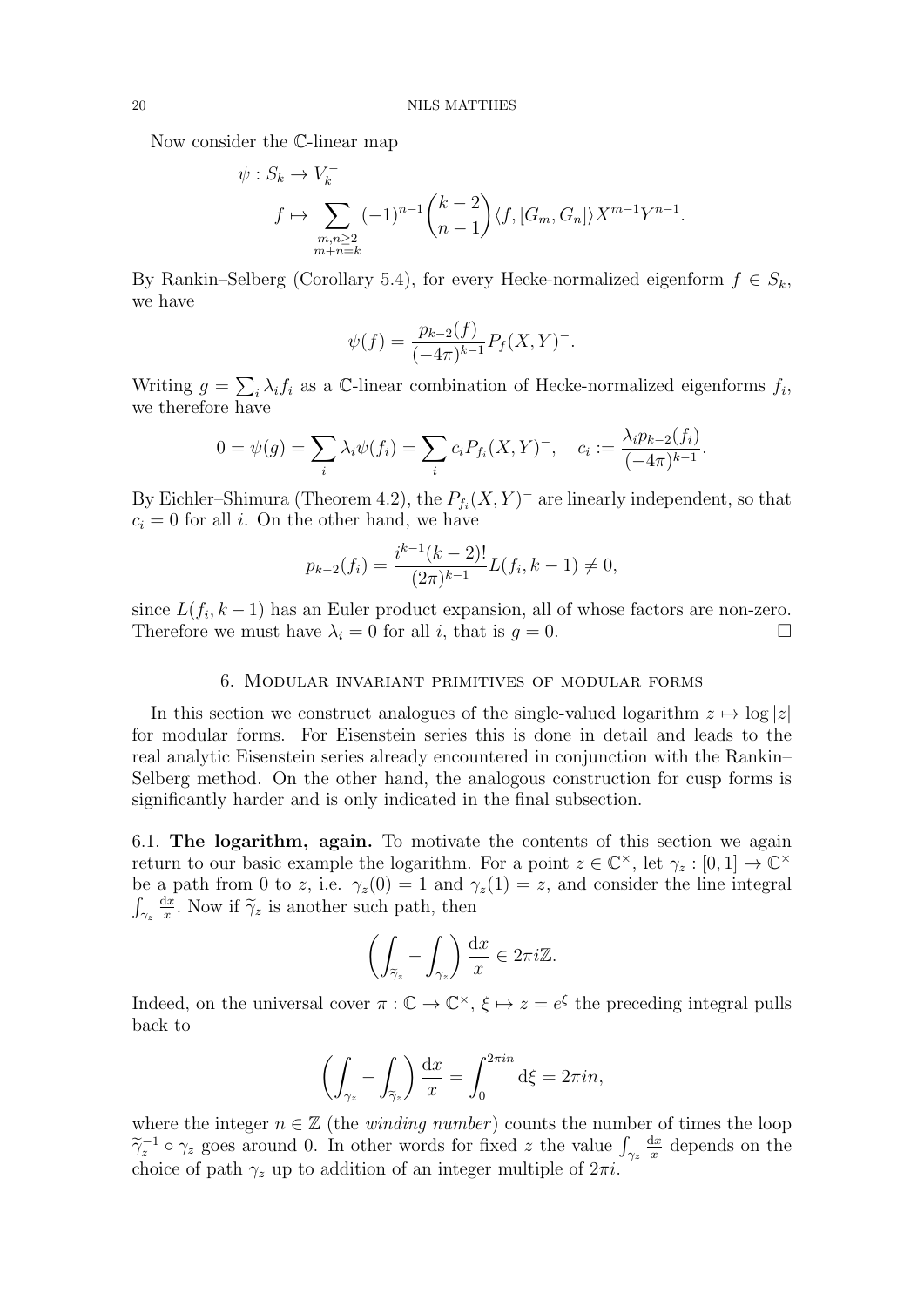Now consider the $\mathbb{C}$-linear map

$$\psi : S_k \to V_k^-$$
$$f \mapsto \sum_{\substack{m,n\geq 2\\ m+n=k}} (-1)^{n-1}\binom{k-2}{n-1}\langle f, [G_m, G_n]\rangle X^{m-1}Y^{n-1}.$$

By Rankin–Selberg (Corollary 5.4), for every Hecke-normalized eigenform $f \in S_k$, we have

$$\psi(f) = \frac{p_{k-2}(f)}{(-4\pi)^{k-1}} P_f(X,Y)^-.$$

Writing $g = \sum_i \lambda_i f_i$ as a $\mathbb{C}$-linear combination of Hecke-normalized eigenforms $f_i$, we therefore have

$$0 = \psi(g) = \sum_i \lambda_i \psi(f_i) = \sum_i c_i P_{f_i}(X,Y)^-, \quad c_i := \frac{\lambda_i p_{k-2}(f_i)}{(-4\pi)^{k-1}}.$$

By Eichler–Shimura (Theorem 4.2), the $P_{f_i}(X,Y)^-$ are linearly independent, so that $c_i = 0$ for all $i$. On the other hand, we have

$$p_{k-2}(f_i) = \frac{i^{k-1}(k-2)!}{(2\pi)^{k-1}} L(f_i, k-1) \neq 0,$$

since $L(f_i, k-1)$ has an Euler product expansion, all of whose factors are non-zero. Therefore we must have $\lambda_i = 0$ for all $i$, that is $g = 0$. □

## 6. Modular invariant primitives of modular forms

In this section we construct analogues of the single-valued logarithm $z \mapsto \log|z|$ for modular forms. For Eisenstein series this is done in detail and leads to the real analytic Eisenstein series already encountered in conjunction with the Rankin–Selberg method. On the other hand, the analogous construction for cusp forms is significantly harder and is only indicated in the final subsection.

### 6.1. The logarithm, again.

To motivate the contents of this section we again return to our basic example the logarithm. For a point $z \in \mathbb{C}^\times$, let $\gamma_z : [0,1] \to \mathbb{C}^\times$ be a path from 0 to $z$, i.e. $\gamma_z(0) = 1$ and $\gamma_z(1) = z$, and consider the line integral $\int_{\gamma_z} \frac{\mathrm{d}x}{x}$. Now if $\widetilde{\gamma}_z$ is another such path, then

$$\left(\int_{\widetilde{\gamma}_z} - \int_{\gamma_z}\right)\frac{\mathrm{d}x}{x} \in 2\pi i\mathbb{Z}.$$

Indeed, on the universal cover $\pi : \mathbb{C} \to \mathbb{C}^\times$, $\xi \mapsto z = e^\xi$ the preceding integral pulls back to

$$\left(\int_{\gamma_z} - \int_{\widetilde{\gamma}_z}\right)\frac{\mathrm{d}x}{x} = \int_0^{2\pi i n} \mathrm{d}\xi = 2\pi i n,$$

where the integer $n \in \mathbb{Z}$ (the *winding number*) counts the number of times the loop $\widetilde{\gamma}_z^{-1} \circ \gamma_z$ goes around 0. In other words for fixed $z$ the value $\int_{\gamma_z} \frac{\mathrm{d}x}{x}$ depends on the choice of path $\gamma_z$ up to addition of an integer multiple of $2\pi i$.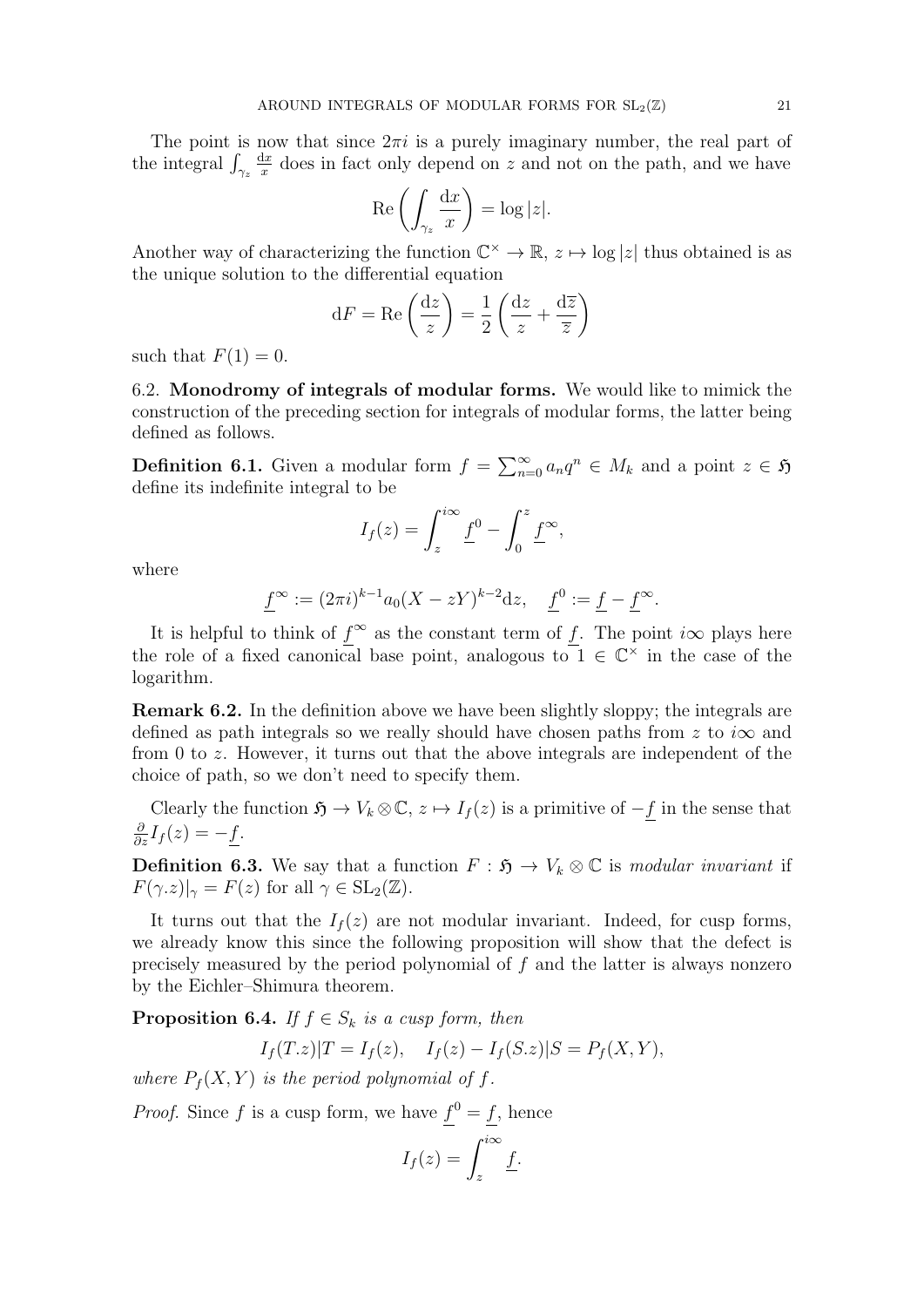The point is now that since $2\pi i$ is a purely imaginary number, the real part of the integral $\int_{\gamma_z} \frac{\mathrm{d}x}{x}$ does in fact only depend on $z$ and not on the path, and we have

$$\mathrm{Re}\left(\int_{\gamma_z} \frac{\mathrm{d}x}{x}\right) = \log |z|.$$

Another way of characterizing the function $\mathbb{C}^\times \to \mathbb{R}$, $z \mapsto \log |z|$ thus obtained is as the unique solution to the differential equation

$$\mathrm{d}F = \mathrm{Re}\left(\frac{\mathrm{d}z}{z}\right) = \frac{1}{2}\left(\frac{\mathrm{d}z}{z} + \frac{\mathrm{d}\overline{z}}{\overline{z}}\right)$$

such that $F(1) = 0$.

## 6.2. Monodromy of integrals of modular forms.

We would like to mimick the construction of the preceding section for integrals of modular forms, the latter being defined as follows.

**Definition 6.1.** Given a modular form $f = \sum_{n=0}^\infty a_n q^n \in M_k$ and a point $z \in \mathfrak{H}$ define its indefinite integral to be

$$I_f(z) = \int_z^{i\infty} \underline{f}^0 - \int_0^z \underline{f}^\infty,$$

where

$$\underline{f}^\infty := (2\pi i)^{k-1} a_0 (X - zY)^{k-2} \mathrm{d}z, \quad \underline{f}^0 := \underline{f} - \underline{f}^\infty.$$

It is helpful to think of $\underline{f}^\infty$ as the constant term of $\underline{f}$. The point $i\infty$ plays here the role of a fixed canonical base point, analogous to $1 \in \mathbb{C}^\times$ in the case of the logarithm.

**Remark 6.2.** In the definition above we have been slightly sloppy; the integrals are defined as path integrals so we really should have chosen paths from $z$ to $i\infty$ and from $0$ to $z$. However, it turns out that the above integrals are independent of the choice of path, so we don't need to specify them.

Clearly the function $\mathfrak{H} \to V_k \otimes \mathbb{C}$, $z \mapsto I_f(z)$ is a primitive of $-\underline{f}$ in the sense that $\frac{\partial}{\partial z} I_f(z) = -\underline{f}$.

**Definition 6.3.** We say that a function $F : \mathfrak{H} \to V_k \otimes \mathbb{C}$ is *modular invariant* if $F(\gamma.z)|_\gamma = F(z)$ for all $\gamma \in \mathrm{SL}_2(\mathbb{Z})$.

It turns out that the $I_f(z)$ are not modular invariant. Indeed, for cusp forms, we already know this since the following proposition will show that the defect is precisely measured by the period polynomial of $f$ and the latter is always nonzero by the Eichler–Shimura theorem.

**Proposition 6.4.** *If $f \in S_k$ is a cusp form, then*

$$I_f(T.z)|T = I_f(z), \quad I_f(z) - I_f(S.z)|S = P_f(X, Y),$$

*where $P_f(X, Y)$ is the period polynomial of $f$.*

*Proof.* Since $f$ is a cusp form, we have $\underline{f}^0 = \underline{f}$, hence

$$I_f(z) = \int_z^{i\infty} \underline{f}.$$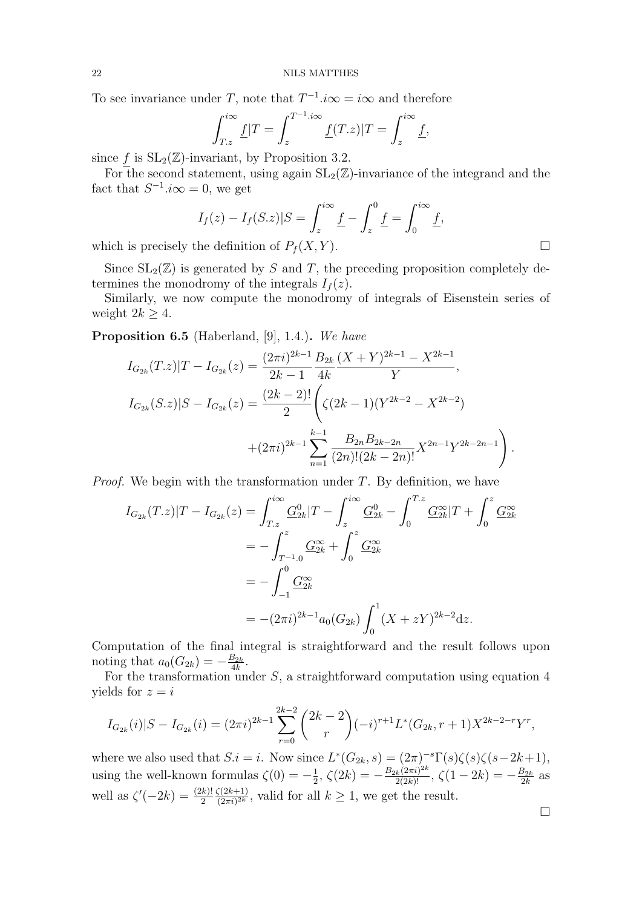To see invariance under $T$, note that $T^{-1}.i\infty = i\infty$ and therefore

$$\int_{T.z}^{i\infty} \underline{f}|T = \int_{z}^{T^{-1}.i\infty} \underline{f}(T.z)|T = \int_{z}^{i\infty} \underline{f},$$

since $\underline{f}$ is $\mathrm{SL}_2(\mathbb{Z})$-invariant, by Proposition 3.2.

For the second statement, using again $\mathrm{SL}_2(\mathbb{Z})$-invariance of the integrand and the fact that $S^{-1}.i\infty = 0$, we get

$$I_f(z) - I_f(S.z)|S = \int_{z}^{i\infty} \underline{f} - \int_{z}^{0} \underline{f} = \int_{0}^{i\infty} \underline{f},$$

which is precisely the definition of $P_f(X,Y)$. $\square$

Since $\mathrm{SL}_2(\mathbb{Z})$ is generated by $S$ and $T$, the preceding proposition completely determines the monodromy of the integrals $I_f(z)$.

Similarly, we now compute the monodromy of integrals of Eisenstein series of weight $2k \geq 4$.

**Proposition 6.5** (Haberland, [9], 1.4.)**.** *We have*

$$\begin{aligned}
I_{G_{2k}}(T.z)|T - I_{G_{2k}}(z) &= \frac{(2\pi i)^{2k-1}}{2k-1}\frac{B_{2k}}{4k}\frac{(X+Y)^{2k-1} - X^{2k-1}}{Y},\\
I_{G_{2k}}(S.z)|S - I_{G_{2k}}(z) &= \frac{(2k-2)!}{2}\Bigg(\zeta(2k-1)(Y^{2k-2} - X^{2k-2})\\
&\qquad + (2\pi i)^{2k-1}\sum_{n=1}^{k-1}\frac{B_{2n}B_{2k-2n}}{(2n)!(2k-2n)!}X^{2n-1}Y^{2k-2n-1}\Bigg).
\end{aligned}$$

*Proof.* We begin with the transformation under $T$. By definition, we have

$$\begin{aligned}
I_{G_{2k}}(T.z)|T - I_{G_{2k}}(z) &= \int_{T.z}^{i\infty} \underline{G}^{0}_{2k}|T - \int_{z}^{i\infty} \underline{G}^{0}_{2k} - \int_{0}^{T.z} \underline{G}^{\infty}_{2k}|T + \int_{0}^{z} \underline{G}^{\infty}_{2k}\\
&= -\int_{T^{-1}.0}^{z} \underline{G}^{\infty}_{2k} + \int_{0}^{z} \underline{G}^{\infty}_{2k}\\
&= -\int_{-1}^{0} \underline{G}^{\infty}_{2k}\\
&= -(2\pi i)^{2k-1}a_0(G_{2k})\int_0^1 (X+zY)^{2k-2}\mathrm{d}z.
\end{aligned}$$

Computation of the final integral is straightforward and the result follows upon noting that $a_0(G_{2k}) = -\frac{B_{2k}}{4k}$.

For the transformation under $S$, a straightforward computation using equation 4 yields for $z = i$

$$I_{G_{2k}}(i)|S - I_{G_{2k}}(i) = (2\pi i)^{2k-1}\sum_{r=0}^{2k-2}\binom{2k-2}{r}(-i)^{r+1}L^*(G_{2k}, r+1)X^{2k-2-r}Y^r,$$

where we also used that $S.i = i$. Now since $L^*(G_{2k}, s) = (2\pi)^{-s}\Gamma(s)\zeta(s)\zeta(s-2k+1)$, using the well-known formulas $\zeta(0) = -\frac{1}{2}$, $\zeta(2k) = -\frac{B_{2k}(2\pi i)^{2k}}{2(2k)!}$, $\zeta(1-2k) = -\frac{B_{2k}}{2k}$ as well as $\zeta'(-2k) = \frac{(2k)!}{2}\frac{\zeta(2k+1)}{(2\pi i)^{2k}}$, valid for all $k \geq 1$, we get the result.

$\square$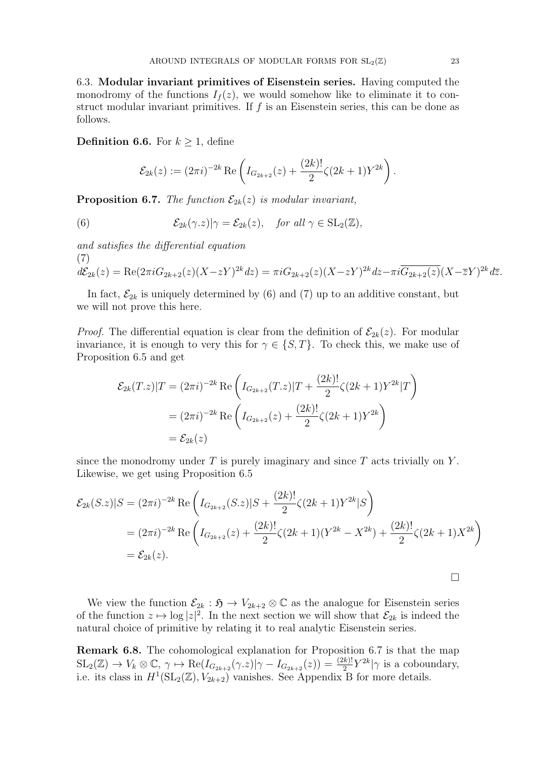6.3. **Modular invariant primitives of Eisenstein series.** Having computed the monodromy of the functions $I_f(z)$, we would somehow like to eliminate it to construct modular invariant primitives. If $f$ is an Eisenstein series, this can be done as follows.

**Definition 6.6.** For $k \geq 1$, define

$$\mathcal{E}_{2k}(z) := (2\pi i)^{-2k} \operatorname{Re}\left( I_{G_{2k+2}}(z) + \frac{(2k)!}{2}\zeta(2k+1)Y^{2k} \right).$$

**Proposition 6.7.** *The function $\mathcal{E}_{2k}(z)$ is modular invariant,*

$$\mathcal{E}_{2k}(\gamma.z)|\gamma = \mathcal{E}_{2k}(z), \quad \text{for all } \gamma \in \mathrm{SL}_2(\mathbb{Z}), \tag{6}$$

*and satisfies the differential equation*

$$d\mathcal{E}_{2k}(z) = \operatorname{Re}(2\pi i G_{2k+2}(z)(X-zY)^{2k}dz) = \pi i G_{2k+2}(z)(X-zY)^{2k}dz - \pi i\overline{G_{2k+2}(z)}(X-\overline{z}Y)^{2k}d\overline{z}. \tag{7}$$

In fact, $\mathcal{E}_{2k}$ is uniquely determined by (6) and (7) up to an additive constant, but we will not prove this here.

*Proof.* The differential equation is clear from the definition of $\mathcal{E}_{2k}(z)$. For modular invariance, it is enough to very this for $\gamma \in \{S, T\}$. To check this, we make use of Proposition 6.5 and get

$$\begin{aligned}
\mathcal{E}_{2k}(T.z)|T &= (2\pi i)^{-2k} \operatorname{Re}\left( I_{G_{2k+2}}(T.z)|T + \frac{(2k)!}{2}\zeta(2k+1)Y^{2k}|T \right) \\
&= (2\pi i)^{-2k} \operatorname{Re}\left( I_{G_{2k+2}}(z) + \frac{(2k)!}{2}\zeta(2k+1)Y^{2k} \right) \\
&= \mathcal{E}_{2k}(z)
\end{aligned}$$

since the monodromy under $T$ is purely imaginary and since $T$ acts trivially on $Y$. Likewise, we get using Proposition 6.5

$$\begin{aligned}
\mathcal{E}_{2k}(S.z)|S &= (2\pi i)^{-2k} \operatorname{Re}\left( I_{G_{2k+2}}(S.z)|S + \frac{(2k)!}{2}\zeta(2k+1)Y^{2k}|S \right) \\
&= (2\pi i)^{-2k} \operatorname{Re}\left( I_{G_{2k+2}}(z) + \frac{(2k)!}{2}\zeta(2k+1)(Y^{2k} - X^{2k}) + \frac{(2k)!}{2}\zeta(2k+1)X^{2k} \right) \\
&= \mathcal{E}_{2k}(z).
\end{aligned}$$

□

We view the function $\mathcal{E}_{2k} : \mathfrak{H} \to V_{2k+2} \otimes \mathbb{C}$ as the analogue for Eisenstein series of the function $z \mapsto \log |z|^2$. In the next section we will show that $\mathcal{E}_{2k}$ is indeed the natural choice of primitive by relating it to real analytic Eisenstein series.

**Remark 6.8.** The cohomological explanation for Proposition 6.7 is that the map $\mathrm{SL}_2(\mathbb{Z}) \to V_k \otimes \mathbb{C}$, $\gamma \mapsto \operatorname{Re}(I_{G_{2k+2}}(\gamma.z)|\gamma - I_{G_{2k+2}}(z)) = \frac{(2k)!}{2}Y^{2k}|\gamma$ is a coboundary, i.e. its class in $H^1(\mathrm{SL}_2(\mathbb{Z}), V_{2k+2})$ vanishes. See Appendix B for more details.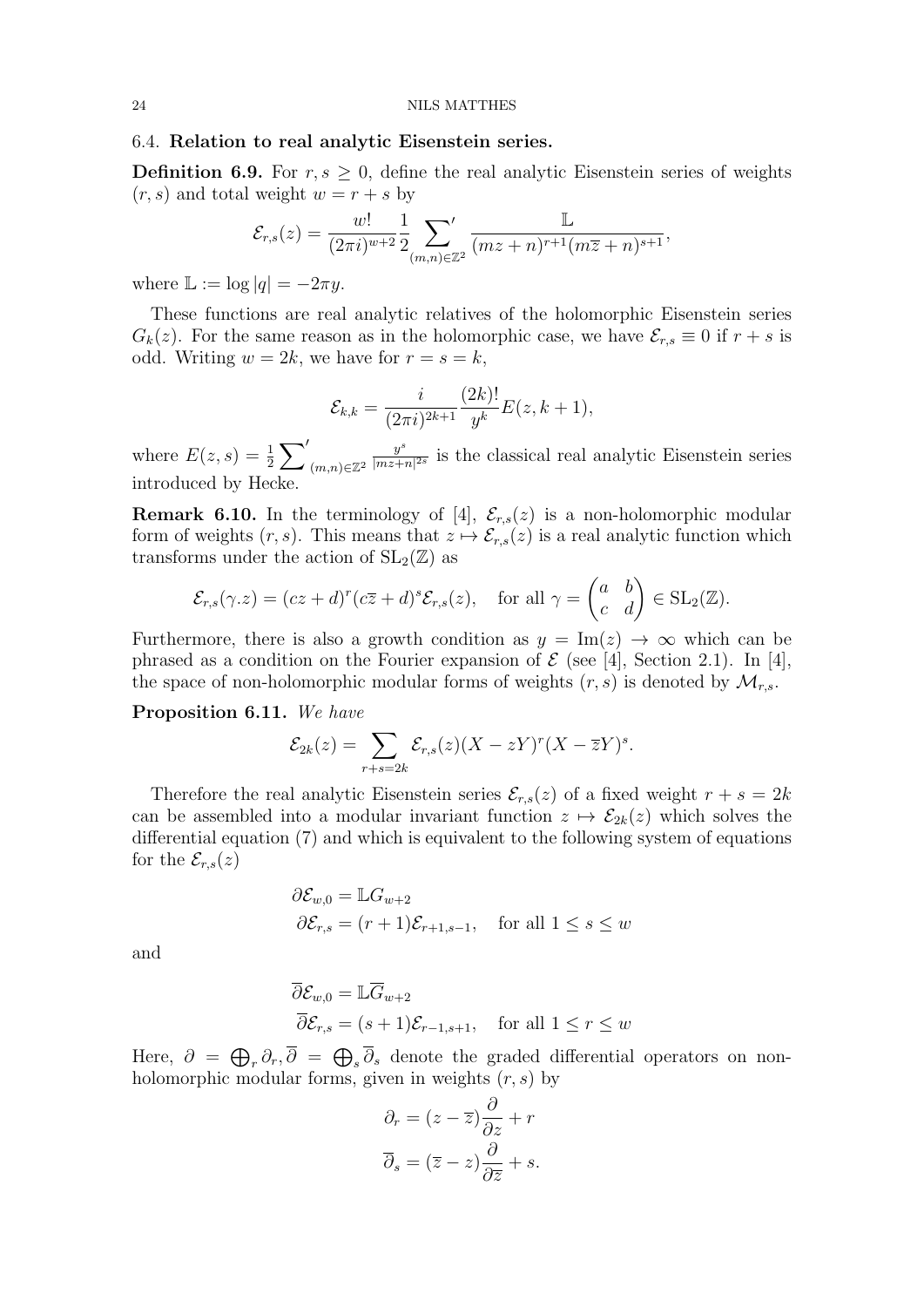### 6.4. Relation to real analytic Eisenstein series.

**Definition 6.9.** For $r, s \geq 0$, define the real analytic Eisenstein series of weights $(r,s)$ and total weight $w = r+s$ by

$$\mathcal{E}_{r,s}(z) = \frac{w!}{(2\pi i)^{w+2}} \frac{1}{2} \sum\nolimits'_{(m,n)\in\mathbb{Z}^2} \frac{\mathbb{L}}{(mz+n)^{r+1}(m\overline{z}+n)^{s+1}},$$

where $\mathbb{L} := \log|q| = -2\pi y$.

These functions are real analytic relatives of the holomorphic Eisenstein series $G_k(z)$. For the same reason as in the holomorphic case, we have $\mathcal{E}_{r,s} \equiv 0$ if $r+s$ is odd. Writing $w = 2k$, we have for $r = s = k$,

$$\mathcal{E}_{k,k} = \frac{i}{(2\pi i)^{2k+1}} \frac{(2k)!}{y^k} E(z, k+1),$$

where $E(z,s) = \frac{1}{2}\sum\nolimits'_{(m,n)\in\mathbb{Z}^2} \frac{y^s}{|mz+n|^{2s}}$ is the classical real analytic Eisenstein series introduced by Hecke.

**Remark 6.10.** In the terminology of [4], $\mathcal{E}_{r,s}(z)$ is a non-holomorphic modular form of weights $(r,s)$. This means that $z \mapsto \mathcal{E}_{r,s}(z)$ is a real analytic function which transforms under the action of $\mathrm{SL}_2(\mathbb{Z})$ as

$$\mathcal{E}_{r,s}(\gamma.z) = (cz+d)^r(c\overline{z}+d)^s\mathcal{E}_{r,s}(z), \quad \text{for all } \gamma = \begin{pmatrix} a & b \\ c & d \end{pmatrix} \in \mathrm{SL}_2(\mathbb{Z}).$$

Furthermore, there is also a growth condition as $y = \mathrm{Im}(z) \to \infty$ which can be phrased as a condition on the Fourier expansion of $\mathcal{E}$ (see [4], Section 2.1). In [4], the space of non-holomorphic modular forms of weights $(r,s)$ is denoted by $\mathcal{M}_{r,s}$.

**Proposition 6.11.** *We have*

$$\mathcal{E}_{2k}(z) = \sum_{r+s=2k} \mathcal{E}_{r,s}(z)(X - zY)^r(X - \overline{z}Y)^s.$$

Therefore the real analytic Eisenstein series $\mathcal{E}_{r,s}(z)$ of a fixed weight $r+s = 2k$ can be assembled into a modular invariant function $z \mapsto \mathcal{E}_{2k}(z)$ which solves the differential equation (7) and which is equivalent to the following system of equations for the $\mathcal{E}_{r,s}(z)$

$$\begin{aligned}
\partial\mathcal{E}_{w,0} &= \mathbb{L}G_{w+2} \\
\partial\mathcal{E}_{r,s} &= (r+1)\mathcal{E}_{r+1,s-1}, \quad \text{for all } 1 \leq s \leq w
\end{aligned}$$

and

$$\begin{aligned}
\overline{\partial}\mathcal{E}_{w,0} &= \mathbb{L}\overline{G}_{w+2} \\
\overline{\partial}\mathcal{E}_{r,s} &= (s+1)\mathcal{E}_{r-1,s+1}, \quad \text{for all } 1 \leq r \leq w
\end{aligned}$$

Here, $\partial = \bigoplus_r \partial_r, \overline{\partial} = \bigoplus_s \overline{\partial}_s$ denote the graded differential operators on non-holomorphic modular forms, given in weights $(r,s)$ by

$$\begin{aligned}
\partial_r &= (z - \overline{z})\frac{\partial}{\partial z} + r \\
\overline{\partial}_s &= (\overline{z} - z)\frac{\partial}{\partial \overline{z}} + s.
\end{aligned}$$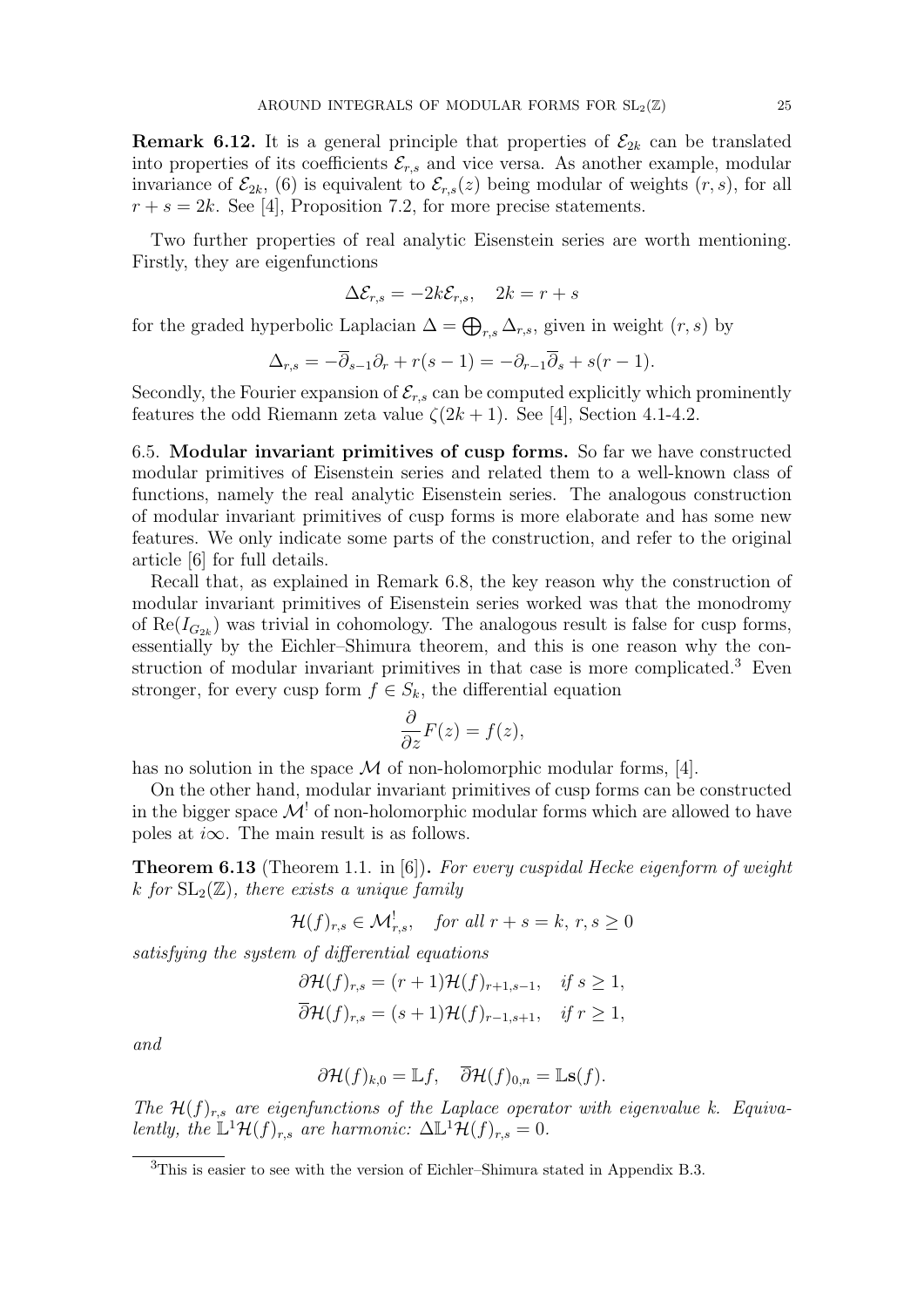**Remark 6.12.** It is a general principle that properties of $\mathcal{E}_{2k}$ can be translated into properties of its coefficients $\mathcal{E}_{r,s}$ and vice versa. As another example, modular invariance of $\mathcal{E}_{2k}$, (6) is equivalent to $\mathcal{E}_{r,s}(z)$ being modular of weights $(r,s)$, for all $r+s=2k$. See [4], Proposition 7.2, for more precise statements.

Two further properties of real analytic Eisenstein series are worth mentioning. Firstly, they are eigenfunctions

$$\Delta \mathcal{E}_{r,s} = -2k\mathcal{E}_{r,s}, \quad 2k = r+s$$

for the graded hyperbolic Laplacian $\Delta = \bigoplus_{r,s} \Delta_{r,s}$, given in weight $(r,s)$ by

$$\Delta_{r,s} = -\overline{\partial}_{s-1}\partial_r + r(s-1) = -\partial_{r-1}\overline{\partial}_s + s(r-1).$$

Secondly, the Fourier expansion of $\mathcal{E}_{r,s}$ can be computed explicitly which prominently features the odd Riemann zeta value $\zeta(2k+1)$. See [4], Section 4.1-4.2.

6.5. **Modular invariant primitives of cusp forms.** So far we have constructed modular primitives of Eisenstein series and related them to a well-known class of functions, namely the real analytic Eisenstein series. The analogous construction of modular invariant primitives of cusp forms is more elaborate and has some new features. We only indicate some parts of the construction, and refer to the original article [6] for full details.

Recall that, as explained in Remark 6.8, the key reason why the construction of modular invariant primitives of Eisenstein series worked was that the monodromy of $\mathrm{Re}(I_{G_{2k}})$ was trivial in cohomology. The analogous result is false for cusp forms, essentially by the Eichler–Shimura theorem, and this is one reason why the construction of modular invariant primitives in that case is more complicated.[3] Even stronger, for every cusp form $f \in S_k$, the differential equation

$$\frac{\partial}{\partial z} F(z) = f(z),$$

has no solution in the space $\mathcal{M}$ of non-holomorphic modular forms, [4].

On the other hand, modular invariant primitives of cusp forms can be constructed in the bigger space $\mathcal{M}^!$ of non-holomorphic modular forms which are allowed to have poles at $i\infty$. The main result is as follows.

**Theorem 6.13** (Theorem 1.1. in [6])**.** *For every cuspidal Hecke eigenform of weight $k$ for $\mathrm{SL}_2(\mathbb{Z})$, there exists a unique family*

$$\mathcal{H}(f)_{r,s} \in \mathcal{M}^!_{r,s}, \quad \textit{for all } r+s=k,\ r,s \geq 0$$

*satisfying the system of differential equations*

$$\begin{aligned}
\partial \mathcal{H}(f)_{r,s} &= (r+1)\mathcal{H}(f)_{r+1,s-1}, \quad \textit{if } s \geq 1,\\
\overline{\partial} \mathcal{H}(f)_{r,s} &= (s+1)\mathcal{H}(f)_{r-1,s+1}, \quad \textit{if } r \geq 1,
\end{aligned}$$

*and*

$$\partial \mathcal{H}(f)_{k,0} = \mathbb{L}f, \quad \overline{\partial}\mathcal{H}(f)_{0,n} = \mathbb{L}\mathbf{s}(f).$$

*The $\mathcal{H}(f)_{r,s}$ are eigenfunctions of the Laplace operator with eigenvalue $k$. Equivalently, the $\mathbb{L}^1\mathcal{H}(f)_{r,s}$ are harmonic: $\Delta\mathbb{L}^1\mathcal{H}(f)_{r,s} = 0$.*

[3] This is easier to see with the version of Eichler–Shimura stated in Appendix B.3.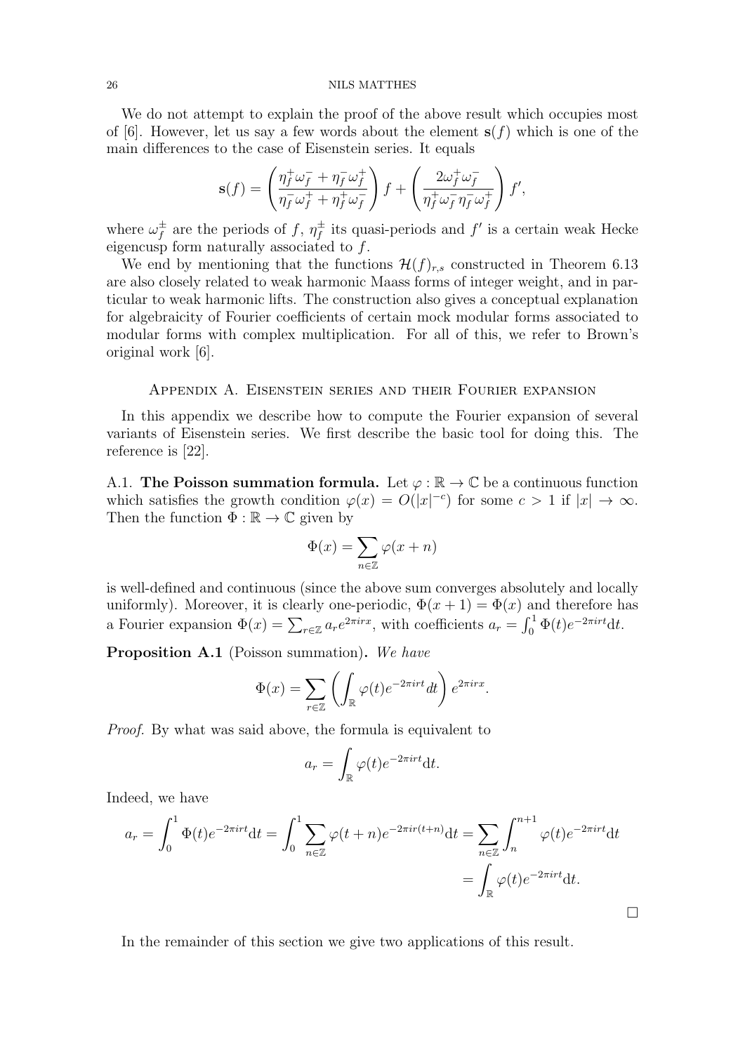We do not attempt to explain the proof of the above result which occupies most of [6]. However, let us say a few words about the element $\mathbf{s}(f)$ which is one of the main differences to the case of Eisenstein series. It equals

$$\mathbf{s}(f) = \left( \frac{\eta_f^+ \omega_f^- + \eta_f^- \omega_f^+}{\eta_f^- \omega_f^+ + \eta_f^+ \omega_f^-} \right) f + \left( \frac{2\omega_f^+ \omega_f^-}{\eta_f^+ \omega_f^- \eta_f^- \omega_f^+} \right) f',$$

where $\omega_f^\pm$ are the periods of $f$, $\eta_f^\pm$ its quasi-periods and $f'$ is a certain weak Hecke eigencusp form naturally associated to $f$.

We end by mentioning that the functions $\mathcal{H}(f)_{r,s}$ constructed in Theorem 6.13 are also closely related to weak harmonic Maass forms of integer weight, and in particular to weak harmonic lifts. The construction also gives a conceptual explanation for algebraicity of Fourier coefficients of certain mock modular forms associated to modular forms with complex multiplication. For all of this, we refer to Brown's original work [6].

## Appendix A. Eisenstein series and their Fourier expansion

In this appendix we describe how to compute the Fourier expansion of several variants of Eisenstein series. We first describe the basic tool for doing this. The reference is [22].

A.1. **The Poisson summation formula.** Let $\varphi : \mathbb{R} \to \mathbb{C}$ be a continuous function which satisfies the growth condition $\varphi(x) = O(|x|^{-c})$ for some $c > 1$ if $|x| \to \infty$. Then the function $\Phi : \mathbb{R} \to \mathbb{C}$ given by

$$\Phi(x) = \sum_{n\in\mathbb{Z}} \varphi(x+n)$$

is well-defined and continuous (since the above sum converges absolutely and locally uniformly). Moreover, it is clearly one-periodic, $\Phi(x+1) = \Phi(x)$ and therefore has a Fourier expansion $\Phi(x) = \sum_{r\in\mathbb{Z}} a_r e^{2\pi i r x}$, with coefficients $a_r = \int_0^1 \Phi(t) e^{-2\pi i r t} \mathrm{d}t$.

**Proposition A.1** (Poisson summation)**.** *We have*

$$\Phi(x) = \sum_{r\in\mathbb{Z}} \left( \int_{\mathbb{R}} \varphi(t) e^{-2\pi i r t} dt \right) e^{2\pi i r x}.$$

*Proof.* By what was said above, the formula is equivalent to

$$a_r = \int_{\mathbb{R}} \varphi(t) e^{-2\pi i r t} \mathrm{d}t.$$

Indeed, we have

$$\begin{aligned} a_r = \int_0^1 \Phi(t) e^{-2\pi i r t} \mathrm{d}t = \int_0^1 \sum_{n\in\mathbb{Z}} \varphi(t+n) e^{-2\pi i r (t+n)} \mathrm{d}t &= \sum_{n\in\mathbb{Z}} \int_n^{n+1} \varphi(t) e^{-2\pi i r t} \mathrm{d}t \\ &= \int_{\mathbb{R}} \varphi(t) e^{-2\pi i r t} \mathrm{d}t. \end{aligned}$$

□

In the remainder of this section we give two applications of this result.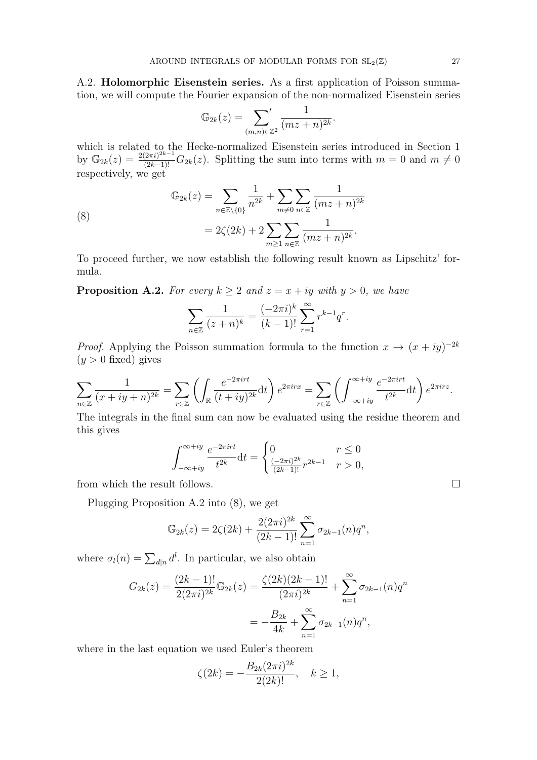A.2. **Holomorphic Eisenstein series.** As a first application of Poisson summation, we will compute the Fourier expansion of the non-normalized Eisenstein series

$$\mathbb{G}_{2k}(z) = \sum_{(m,n)\in\mathbb{Z}^2}{}' \frac{1}{(mz+n)^{2k}}.$$

which is related to the Hecke-normalized Eisenstein series introduced in Section 1 by $\mathbb{G}_{2k}(z) = \frac{2(2\pi i)^{2k-1}}{(2k-1)!}G_{2k}(z)$. Splitting the sum into terms with $m = 0$ and $m \neq 0$ respectively, we get

$$\begin{aligned}
\mathbb{G}_{2k}(z) &= \sum_{n\in\mathbb{Z}\setminus\{0\}} \frac{1}{n^{2k}} + \sum_{m\neq 0}\sum_{n\in\mathbb{Z}} \frac{1}{(mz+n)^{2k}} \\
&= 2\zeta(2k) + 2\sum_{m\geq 1}\sum_{n\in\mathbb{Z}} \frac{1}{(mz+n)^{2k}}.
\end{aligned} \tag{8}$$

To proceed further, we now establish the following result known as Lipschitz' formula.

**Proposition A.2.** *For every $k \geq 2$ and $z = x + iy$ with $y > 0$, we have*

$$\sum_{n\in\mathbb{Z}} \frac{1}{(z+n)^k} = \frac{(-2\pi i)^k}{(k-1)!}\sum_{r=1}^{\infty} r^{k-1}q^r.$$

*Proof.* Applying the Poisson summation formula to the function $x \mapsto (x+iy)^{-2k}$ ($y > 0$ fixed) gives

$$\sum_{n\in\mathbb{Z}} \frac{1}{(x+iy+n)^{2k}} = \sum_{r\in\mathbb{Z}} \left(\int_{\mathbb{R}} \frac{e^{-2\pi irt}}{(t+iy)^{2k}}\mathrm{d}t\right) e^{2\pi irx} = \sum_{r\in\mathbb{Z}} \left(\int_{-\infty+iy}^{\infty+iy} \frac{e^{-2\pi irt}}{t^{2k}}\mathrm{d}t\right) e^{2\pi irz}.$$

The integrals in the final sum can now be evaluated using the residue theorem and this gives

$$\int_{-\infty+iy}^{\infty+iy} \frac{e^{-2\pi irt}}{t^{2k}}\mathrm{d}t = \begin{cases} 0 & r \leq 0 \\ \frac{(-2\pi i)^{2k}}{(2k-1)!}r^{2k-1} & r > 0, \end{cases}$$

from which the result follows. $\square$

Plugging Proposition A.2 into (8), we get

$$\mathbb{G}_{2k}(z) = 2\zeta(2k) + \frac{2(2\pi i)^{2k}}{(2k-1)!}\sum_{n=1}^{\infty} \sigma_{2k-1}(n)q^n,$$

where $\sigma_l(n) = \sum_{d|n} d^l$. In particular, we also obtain

$$\begin{aligned}
G_{2k}(z) = \frac{(2k-1)!}{2(2\pi i)^{2k}}\mathbb{G}_{2k}(z) &= \frac{\zeta(2k)(2k-1)!}{(2\pi i)^{2k}} + \sum_{n=1}^{\infty} \sigma_{2k-1}(n)q^n \\
&= -\frac{B_{2k}}{4k} + \sum_{n=1}^{\infty} \sigma_{2k-1}(n)q^n,
\end{aligned}$$

where in the last equation we used Euler's theorem

$$\zeta(2k) = -\frac{B_{2k}(2\pi i)^{2k}}{2(2k)!}, \quad k \geq 1,$$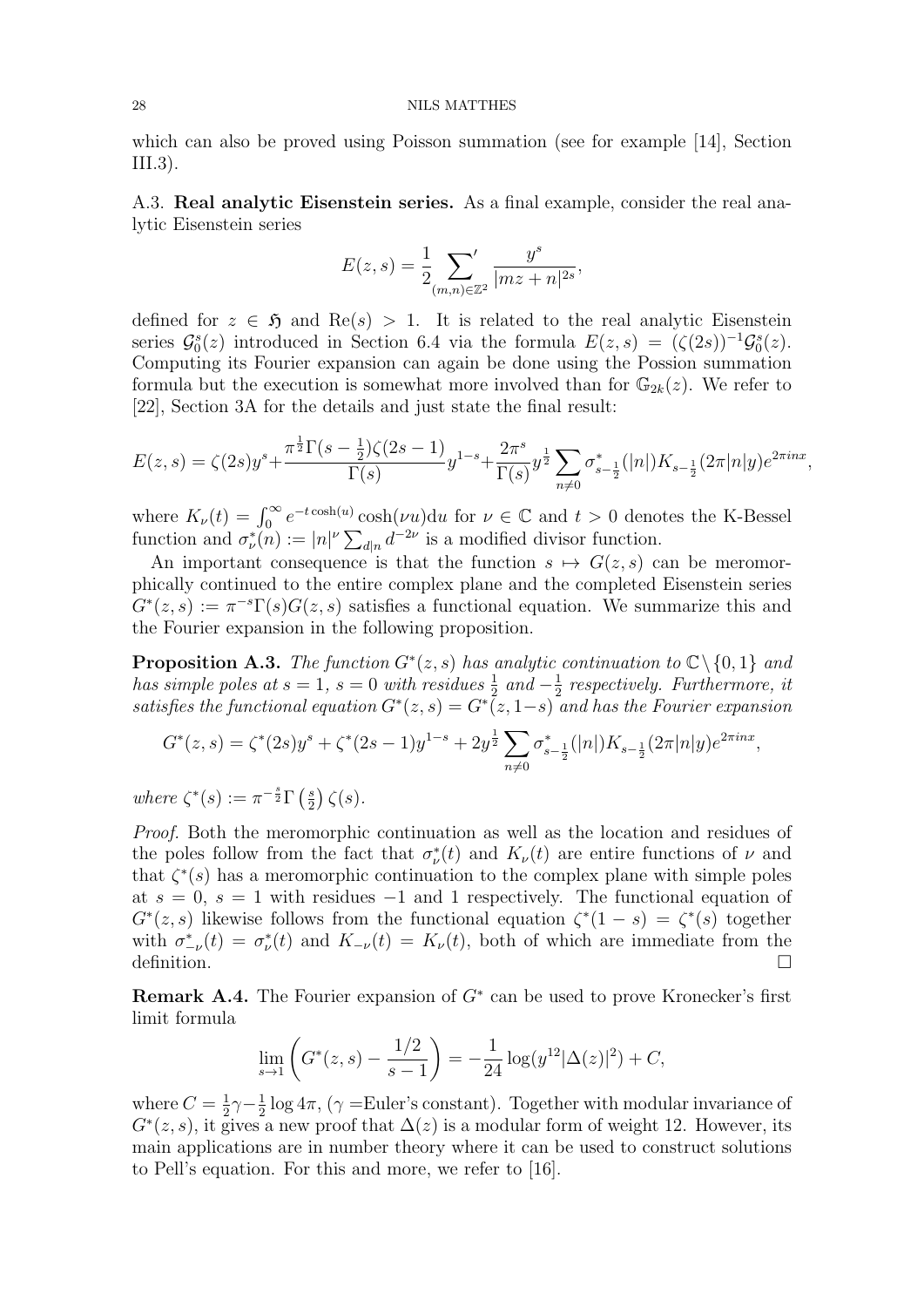which can also be proved using Poisson summation (see for example [14], Section III.3).

### A.3. Real analytic Eisenstein series.

As a final example, consider the real analytic Eisenstein series

$$E(z,s) = \frac{1}{2}\sum_{(m,n)\in\mathbb{Z}^2}{}' \frac{y^s}{|mz+n|^{2s}},$$

defined for $z \in \mathfrak{H}$ and $\mathrm{Re}(s) > 1$. It is related to the real analytic Eisenstein series $\mathcal{G}_0^s(z)$ introduced in Section 6.4 via the formula $E(z,s) = (\zeta(2s))^{-1}\mathcal{G}_0^s(z)$. Computing its Fourier expansion can again be done using the Possion summation formula but the execution is somewhat more involved than for $\mathbb{G}_{2k}(z)$. We refer to [22], Section 3A for the details and just state the final result:

$$E(z,s) = \zeta(2s)y^s + \frac{\pi^{\frac{1}{2}}\Gamma(s-\frac{1}{2})\zeta(2s-1)}{\Gamma(s)}y^{1-s} + \frac{2\pi^s}{\Gamma(s)}y^{\frac{1}{2}}\sum_{n\neq 0}\sigma^*_{s-\frac{1}{2}}(|n|)K_{s-\frac{1}{2}}(2\pi|n|y)e^{2\pi i n x},$$

where $K_\nu(t) = \int_0^\infty e^{-t\cosh(u)}\cosh(\nu u)\mathrm{d}u$ for $\nu \in \mathbb{C}$ and $t > 0$ denotes the K-Bessel function and $\sigma^*_\nu(n) := |n|^\nu \sum_{d|n} d^{-2\nu}$ is a modified divisor function.

An important consequence is that the function $s \mapsto G(z,s)$ can be meromorphically continued to the entire complex plane and the completed Eisenstein series $G^*(z,s) := \pi^{-s}\Gamma(s)G(z,s)$ satisfies a functional equation. We summarize this and the Fourier expansion in the following proposition.

**Proposition A.3.** *The function $G^*(z,s)$ has analytic continuation to $\mathbb{C}\setminus\{0,1\}$ and has simple poles at $s=1$, $s=0$ with residues $\frac{1}{2}$ and $-\frac{1}{2}$ respectively. Furthermore, it satisfies the functional equation $G^*(z,s) = G^*(z,1-s)$ and has the Fourier expansion*

$$G^*(z,s) = \zeta^*(2s)y^s + \zeta^*(2s-1)y^{1-s} + 2y^{\frac{1}{2}}\sum_{n\neq 0}\sigma^*_{s-\frac{1}{2}}(|n|)K_{s-\frac{1}{2}}(2\pi|n|y)e^{2\pi i n x},$$

*where $\zeta^*(s) := \pi^{-\frac{s}{2}}\Gamma\left(\frac{s}{2}\right)\zeta(s)$.*

*Proof.* Both the meromorphic continuation as well as the location and residues of the poles follow from the fact that $\sigma^*_\nu(t)$ and $K_\nu(t)$ are entire functions of $\nu$ and that $\zeta^*(s)$ has a meromorphic continuation to the complex plane with simple poles at $s=0$, $s=1$ with residues $-1$ and $1$ respectively. The functional equation of $G^*(z,s)$ likewise follows from the functional equation $\zeta^*(1-s) = \zeta^*(s)$ together with $\sigma^*_{-\nu}(t) = \sigma^*_\nu(t)$ and $K_{-\nu}(t) = K_\nu(t)$, both of which are immediate from the definition. ☐

**Remark A.4.** The Fourier expansion of $G^*$ can be used to prove Kronecker's first limit formula

$$\lim_{s\to 1}\left(G^*(z,s) - \frac{1/2}{s-1}\right) = -\frac{1}{24}\log(y^{12}|\Delta(z)|^2) + C,$$

where $C = \frac{1}{2}\gamma - \frac{1}{2}\log 4\pi$, ($\gamma$ =Euler's constant). Together with modular invariance of $G^*(z,s)$, it gives a new proof that $\Delta(z)$ is a modular form of weight 12. However, its main applications are in number theory where it can be used to construct solutions to Pell's equation. For this and more, we refer to [16].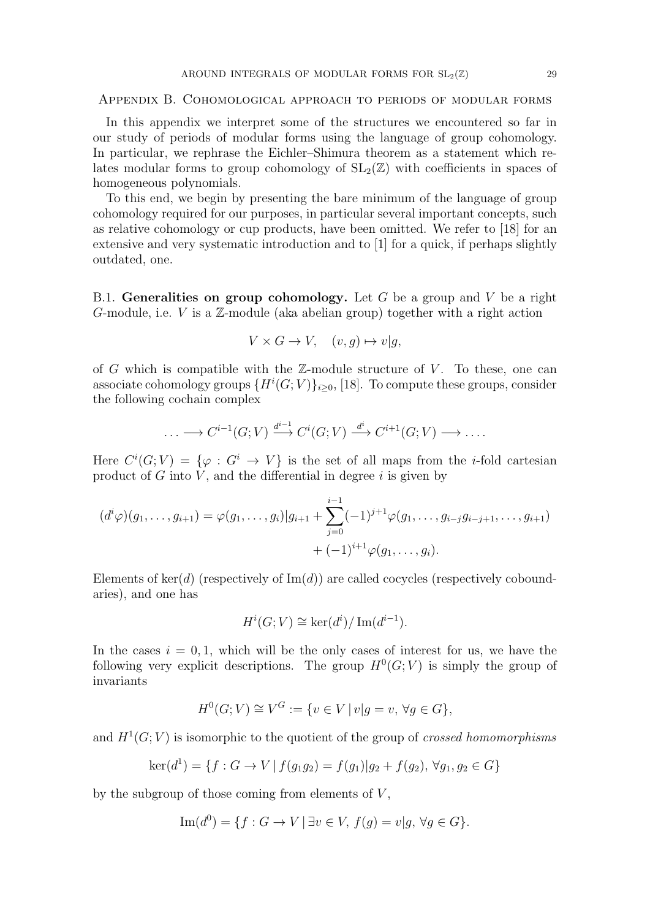## Appendix B. Cohomological approach to periods of modular forms

In this appendix we interpret some of the structures we encountered so far in our study of periods of modular forms using the language of group cohomology. In particular, we rephrase the Eichler–Shimura theorem as a statement which relates modular forms to group cohomology of $\mathrm{SL}_2(\mathbb{Z})$ with coefficients in spaces of homogeneous polynomials.

To this end, we begin by presenting the bare minimum of the language of group cohomology required for our purposes, in particular several important concepts, such as relative cohomology or cup products, have been omitted. We refer to [18] for an extensive and very systematic introduction and to [1] for a quick, if perhaps slightly outdated, one.

### B.1. Generalities on group cohomology.

Let $G$ be a group and $V$ be a right $G$-module, i.e. $V$ is a $\mathbb{Z}$-module (aka abelian group) together with a right action

$$V \times G \to V, \quad (v, g) \mapsto v|g,$$

of $G$ which is compatible with the $\mathbb{Z}$-module structure of $V$. To these, one can associate cohomology groups $\{H^i(G; V)\}_{i \geq 0}$, [18]. To compute these groups, consider the following cochain complex

$$\ldots \longrightarrow C^{i-1}(G;V) \xrightarrow{d^{i-1}} C^i(G;V) \xrightarrow{d^i} C^{i+1}(G;V) \longrightarrow \ldots.$$

Here $C^i(G;V) = \{\varphi : G^i \to V\}$ is the set of all maps from the $i$-fold cartesian product of $G$ into $V$, and the differential in degree $i$ is given by

$$(d^i\varphi)(g_1, \ldots, g_{i+1}) = \varphi(g_1, \ldots, g_i)|g_{i+1} + \sum_{j=0}^{i-1}(-1)^{j+1}\varphi(g_1, \ldots, g_{i-j}g_{i-j+1}, \ldots, g_{i+1}) + (-1)^{i+1}\varphi(g_1, \ldots, g_i).$$

Elements of $\ker(d)$ (respectively of $\mathrm{Im}(d)$) are called cocycles (respectively coboundaries), and one has

$$H^i(G;V) \cong \ker(d^i)/\mathrm{Im}(d^{i-1}).$$

In the cases $i = 0, 1$, which will be the only cases of interest for us, we have the following very explicit descriptions. The group $H^0(G;V)$ is simply the group of invariants

$$H^0(G;V) \cong V^G := \{v \in V \mid v|g = v, \, \forall g \in G\},$$

and $H^1(G;V)$ is isomorphic to the quotient of the group of *crossed homomorphisms*

$$\ker(d^1) = \{f : G \to V \mid f(g_1g_2) = f(g_1)|g_2 + f(g_2), \, \forall g_1, g_2 \in G\}$$

by the subgroup of those coming from elements of $V$,

$$\mathrm{Im}(d^0) = \{f : G \to V \mid \exists v \in V, \, f(g) = v|g, \, \forall g \in G\}.$$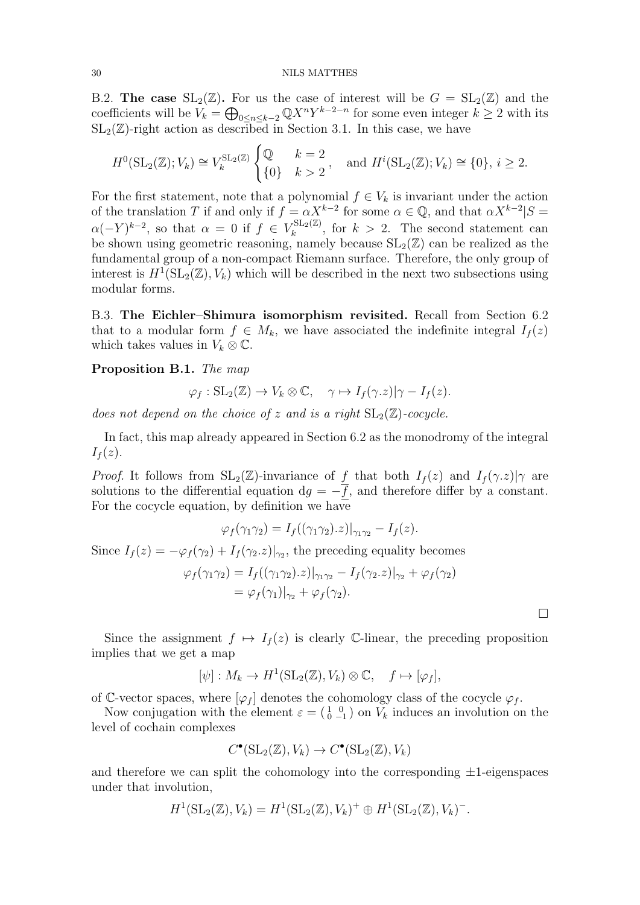B.2. **The case** $\mathrm{SL}_2(\mathbb{Z})$**.** For us the case of interest will be $G = \mathrm{SL}_2(\mathbb{Z})$ and the coefficients will be $V_k = \bigoplus_{0\leq n\leq k-2} \mathbb{Q}X^nY^{k-2-n}$ for some even integer $k \geq 2$ with its $\mathrm{SL}_2(\mathbb{Z})$-right action as described in Section 3.1. In this case, we have

$$H^0(\mathrm{SL}_2(\mathbb{Z}); V_k) \cong V_k^{\mathrm{SL}_2(\mathbb{Z})} \begin{cases} \mathbb{Q} & k = 2 \\ \{0\} & k > 2 \end{cases}, \quad \text{and } H^i(\mathrm{SL}_2(\mathbb{Z}); V_k) \cong \{0\},\ i \geq 2.$$

For the first statement, note that a polynomial $f \in V_k$ is invariant under the action of the translation $T$ if and only if $f = \alpha X^{k-2}$ for some $\alpha \in \mathbb{Q}$, and that $\alpha X^{k-2}|S = \alpha(-Y)^{k-2}$, so that $\alpha = 0$ if $f \in V_k^{\mathrm{SL}_2(\mathbb{Z})}$, for $k > 2$. The second statement can be shown using geometric reasoning, namely because $\mathrm{SL}_2(\mathbb{Z})$ can be realized as the fundamental group of a non-compact Riemann surface. Therefore, the only group of interest is $H^1(\mathrm{SL}_2(\mathbb{Z}), V_k)$ which will be described in the next two subsections using modular forms.

B.3. **The Eichler–Shimura isomorphism revisited.** Recall from Section 6.2 that to a modular form $f \in M_k$, we have associated the indefinite integral $I_f(z)$ which takes values in $V_k \otimes \mathbb{C}$.

**Proposition B.1.** *The map*

$$\varphi_f : \mathrm{SL}_2(\mathbb{Z}) \to V_k \otimes \mathbb{C}, \quad \gamma \mapsto I_f(\gamma.z)|\gamma - I_f(z).$$

*does not depend on the choice of $z$ and is a right $\mathrm{SL}_2(\mathbb{Z})$-cocycle.*

In fact, this map already appeared in Section 6.2 as the monodromy of the integral $I_f(z)$.

*Proof.* It follows from $\mathrm{SL}_2(\mathbb{Z})$-invariance of $\underline{f}$ that both $I_f(z)$ and $I_f(\gamma.z)|\gamma$ are solutions to the differential equation $\mathrm{d}g = -\underline{f}$, and therefore differ by a constant. For the cocycle equation, by definition we have

$$\varphi_f(\gamma_1\gamma_2) = I_f((\gamma_1\gamma_2).z)|_{\gamma_1\gamma_2} - I_f(z).$$

Since $I_f(z) = -\varphi_f(\gamma_2) + I_f(\gamma_2.z)|_{\gamma_2}$, the preceding equality becomes

$$\begin{aligned}\varphi_f(\gamma_1\gamma_2) &= I_f((\gamma_1\gamma_2).z)|_{\gamma_1\gamma_2} - I_f(\gamma_2.z)|_{\gamma_2} + \varphi_f(\gamma_2) \\ &= \varphi_f(\gamma_1)|_{\gamma_2} + \varphi_f(\gamma_2).\end{aligned}$$

□

Since the assignment $f \mapsto I_f(z)$ is clearly $\mathbb{C}$-linear, the preceding proposition implies that we get a map

$$[\psi] : M_k \to H^1(\mathrm{SL}_2(\mathbb{Z}), V_k) \otimes \mathbb{C}, \quad f \mapsto [\varphi_f],$$

of $\mathbb{C}$-vector spaces, where $[\varphi_f]$ denotes the cohomology class of the cocycle $\varphi_f$.

Now conjugation with the element $\varepsilon = \left(\begin{smallmatrix} 1 & 0 \\ 0 & -1 \end{smallmatrix}\right)$ on $V_k$ induces an involution on the level of cochain complexes

$$C^\bullet(\mathrm{SL}_2(\mathbb{Z}), V_k) \to C^\bullet(\mathrm{SL}_2(\mathbb{Z}), V_k)$$

and therefore we can split the cohomology into the corresponding $\pm 1$-eigenspaces under that involution,

$$H^1(\mathrm{SL}_2(\mathbb{Z}), V_k) = H^1(\mathrm{SL}_2(\mathbb{Z}), V_k)^+ \oplus H^1(\mathrm{SL}_2(\mathbb{Z}), V_k)^-.$$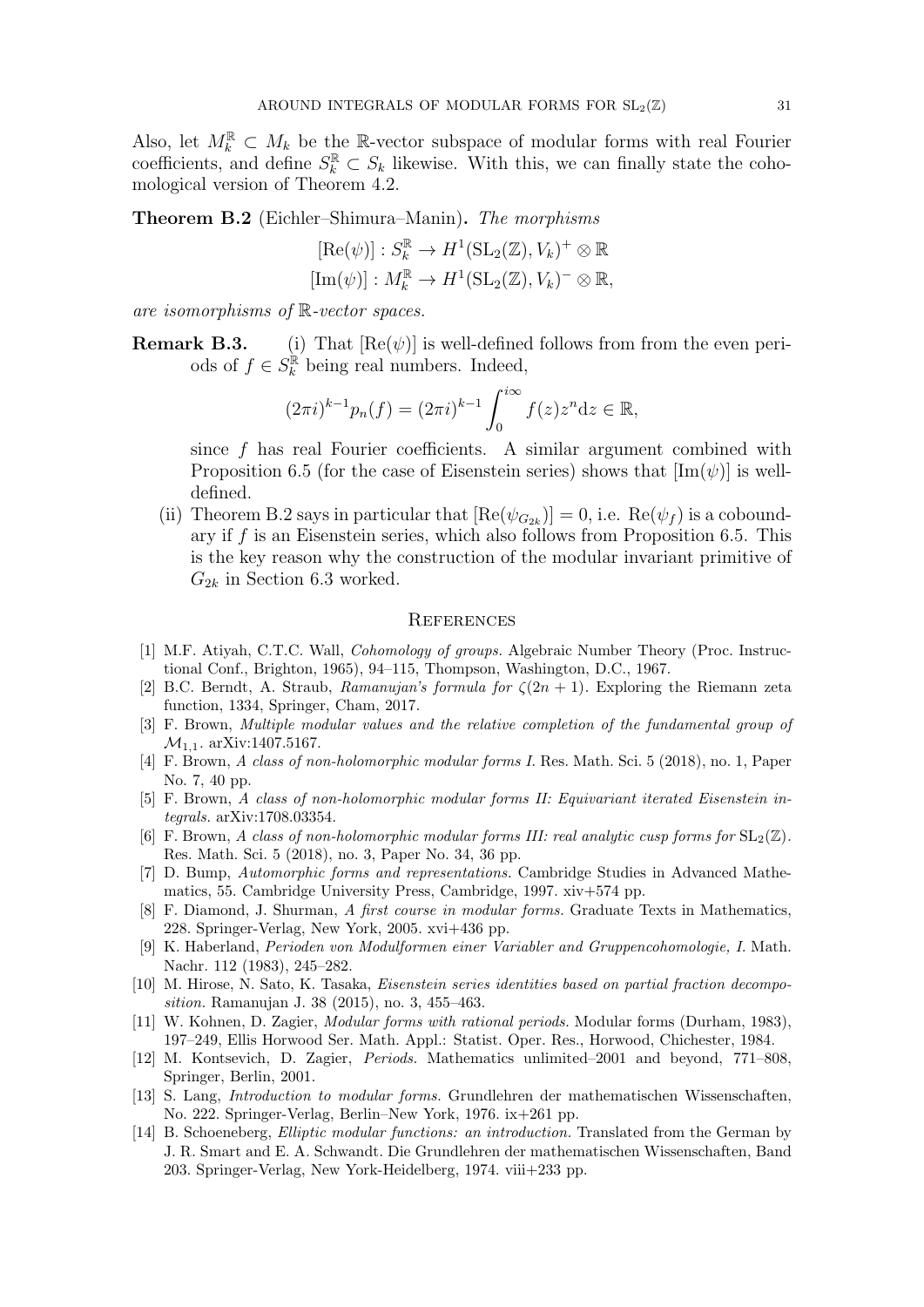Also, let $M_k^{\mathbb{R}} \subset M_k$ be the $\mathbb{R}$-vector subspace of modular forms with real Fourier coefficients, and define $S_k^{\mathbb{R}} \subset S_k$ likewise. With this, we can finally state the cohomological version of Theorem 4.2.

**Theorem B.2** (Eichler–Shimura–Manin)**.** *The morphisms*

$$[\mathrm{Re}(\psi)] : S_k^{\mathbb{R}} \to H^1(\mathrm{SL}_2(\mathbb{Z}), V_k)^+ \otimes \mathbb{R}$$
$$[\mathrm{Im}(\psi)] : M_k^{\mathbb{R}} \to H^1(\mathrm{SL}_2(\mathbb{Z}), V_k)^- \otimes \mathbb{R},$$

*are isomorphisms of $\mathbb{R}$-vector spaces.*

**Remark B.3.**
(i) That $[\mathrm{Re}(\psi)]$ is well-defined follows from from the even periods of $f \in S_k^{\mathbb{R}}$ being real numbers. Indeed,

$$(2\pi i)^{k-1} p_n(f) = (2\pi i)^{k-1} \int_0^{i\infty} f(z) z^n \mathrm{d}z \in \mathbb{R},$$

since $f$ has real Fourier coefficients. A similar argument combined with Proposition 6.5 (for the case of Eisenstein series) shows that $[\mathrm{Im}(\psi)]$ is well-defined.

(ii) Theorem B.2 says in particular that $[\mathrm{Re}(\psi_{G_{2k}})] = 0$, i.e. $\mathrm{Re}(\psi_f)$ is a coboundary if $f$ is an Eisenstein series, which also follows from Proposition 6.5. This is the key reason why the construction of the modular invariant primitive of $G_{2k}$ in Section 6.3 worked.

## References

[1] M.F. Atiyah, C.T.C. Wall, *Cohomology of groups.* Algebraic Number Theory (Proc. Instructional Conf., Brighton, 1965), 94–115, Thompson, Washington, D.C., 1967.

[2] B.C. Berndt, A. Straub, *Ramanujan's formula for $\zeta(2n+1)$.* Exploring the Riemann zeta function, 1334, Springer, Cham, 2017.

[3] F. Brown, *Multiple modular values and the relative completion of the fundamental group of $\mathcal{M}_{1,1}$.* arXiv:1407.5167.

[4] F. Brown, *A class of non-holomorphic modular forms I.* Res. Math. Sci. 5 (2018), no. 1, Paper No. 7, 40 pp.

[5] F. Brown, *A class of non-holomorphic modular forms II: Equivariant iterated Eisenstein integrals.* arXiv:1708.03354.

[6] F. Brown, *A class of non-holomorphic modular forms III: real analytic cusp forms for $\mathrm{SL}_2(\mathbb{Z})$.* Res. Math. Sci. 5 (2018), no. 3, Paper No. 34, 36 pp.

[7] D. Bump, *Automorphic forms and representations.* Cambridge Studies in Advanced Mathematics, 55. Cambridge University Press, Cambridge, 1997. xiv+574 pp.

[8] F. Diamond, J. Shurman, *A first course in modular forms.* Graduate Texts in Mathematics, 228. Springer-Verlag, New York, 2005. xvi+436 pp.

[9] K. Haberland, *Perioden von Modulformen einer Variabler and Gruppencohomologie, I.* Math. Nachr. 112 (1983), 245–282.

[10] M. Hirose, N. Sato, K. Tasaka, *Eisenstein series identities based on partial fraction decomposition.* Ramanujan J. 38 (2015), no. 3, 455–463.

[11] W. Kohnen, D. Zagier, *Modular forms with rational periods.* Modular forms (Durham, 1983), 197–249, Ellis Horwood Ser. Math. Appl.: Statist. Oper. Res., Horwood, Chichester, 1984.

[12] M. Kontsevich, D. Zagier, *Periods.* Mathematics unlimited–2001 and beyond, 771–808, Springer, Berlin, 2001.

[13] S. Lang, *Introduction to modular forms.* Grundlehren der mathematischen Wissenschaften, No. 222. Springer-Verlag, Berlin–New York, 1976. ix+261 pp.

[14] B. Schoeneberg, *Elliptic modular functions: an introduction.* Translated from the German by J. R. Smart and E. A. Schwandt. Die Grundlehren der mathematischen Wissenschaften, Band 203. Springer-Verlag, New York-Heidelberg, 1974. viii+233 pp.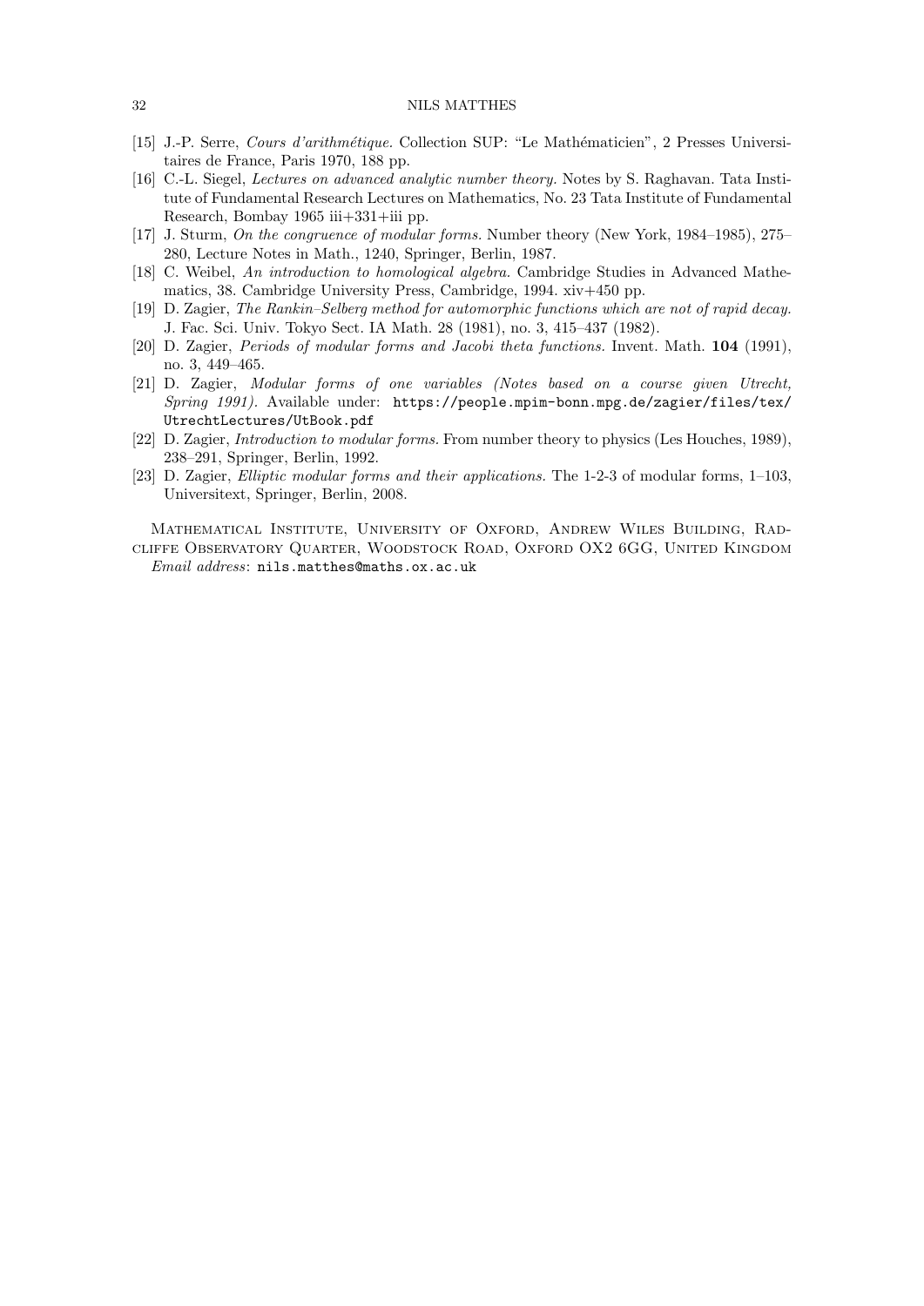[15] J.-P. Serre, *Cours d'arithmétique.* Collection SUP: "Le Mathématicien", 2 Presses Universitaires de France, Paris 1970, 188 pp.

[16] C.-L. Siegel, *Lectures on advanced analytic number theory.* Notes by S. Raghavan. Tata Institute of Fundamental Research Lectures on Mathematics, No. 23 Tata Institute of Fundamental Research, Bombay 1965 iii+331+iii pp.

[17] J. Sturm, *On the congruence of modular forms.* Number theory (New York, 1984–1985), 275–280, Lecture Notes in Math., 1240, Springer, Berlin, 1987.

[18] C. Weibel, *An introduction to homological algebra.* Cambridge Studies in Advanced Mathematics, 38. Cambridge University Press, Cambridge, 1994. xiv+450 pp.

[19] D. Zagier, *The Rankin–Selberg method for automorphic functions which are not of rapid decay.* J. Fac. Sci. Univ. Tokyo Sect. IA Math. 28 (1981), no. 3, 415–437 (1982).

[20] D. Zagier, *Periods of modular forms and Jacobi theta functions.* Invent. Math. **104** (1991), no. 3, 449–465.

[21] D. Zagier, *Modular forms of one variables (Notes based on a course given Utrecht, Spring 1991).* Available under: `https://people.mpim-bonn.mpg.de/zagier/files/tex/UtrechtLectures/UtBook.pdf`

[22] D. Zagier, *Introduction to modular forms.* From number theory to physics (Les Houches, 1989), 238–291, Springer, Berlin, 1992.

[23] D. Zagier, *Elliptic modular forms and their applications.* The 1-2-3 of modular forms, 1–103, Universitext, Springer, Berlin, 2008.

Mathematical Institute, University of Oxford, Andrew Wiles Building, Radcliffe Observatory Quarter, Woodstock Road, Oxford OX2 6GG, United Kingdom

*Email address*: `nils.matthes@maths.ox.ac.uk`